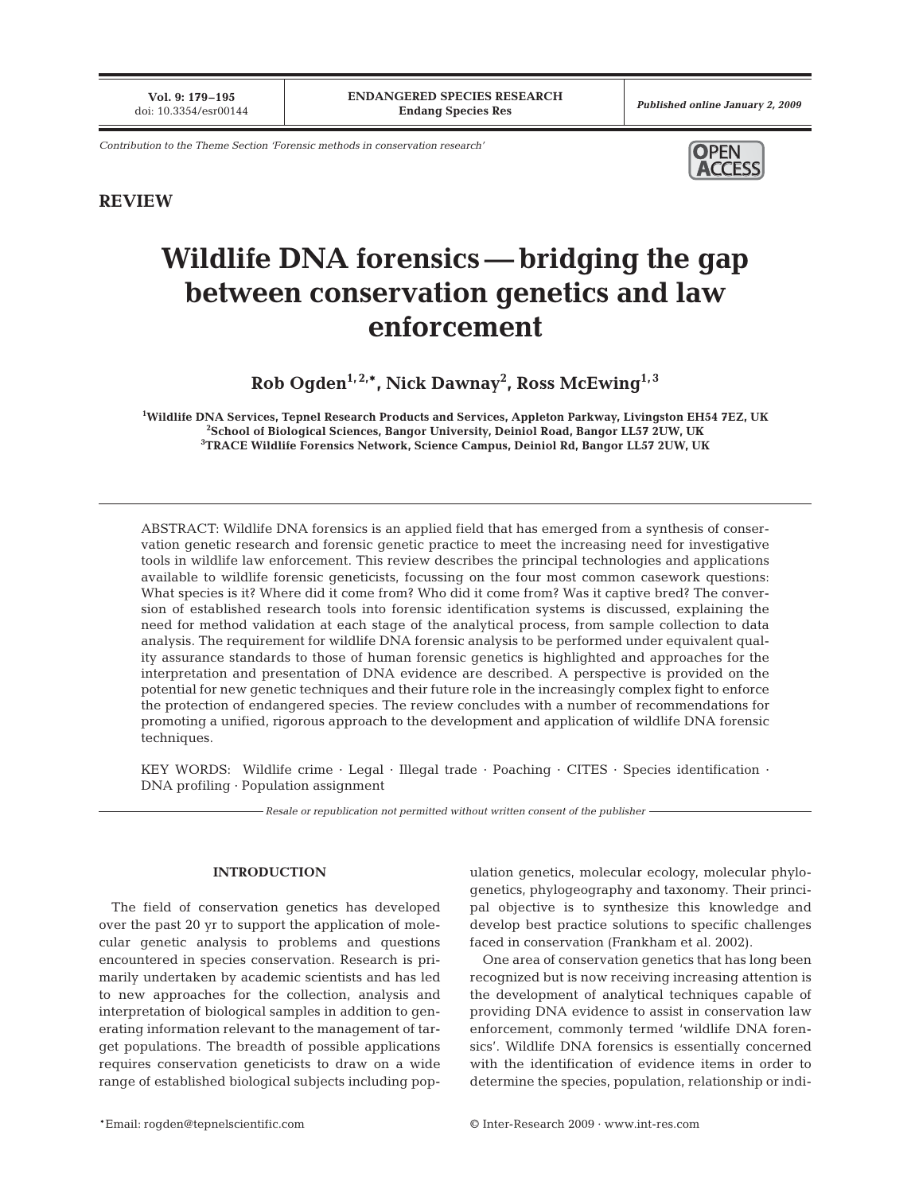Contribution to the Theme Section 'Forensic methods in conservation research'

**REVIEW**

# Wildlife DNA forensics — bridging the gap between conservation genetics and law enforcement

**Rob Ogden[1,2,*], Nick Dawnay[2], Ross McEwing[1,3]**

[1]Wildlife DNA Services, Tepnel Research Products and Services, Appleton Parkway, Livingston EH54 7EZ, UK
[2]School of Biological Sciences, Bangor University, Deiniol Road, Bangor LL57 2UW, UK
[3]TRACE Wildlife Forensics Network, Science Campus, Deiniol Rd, Bangor LL57 2UW, UK

ABSTRACT: Wildlife DNA forensics is an applied field that has emerged from a synthesis of conservation genetic research and forensic genetic practice to meet the increasing need for investigative tools in wildlife law enforcement. This review describes the principal technologies and applications available to wildlife forensic geneticists, focussing on the four most common casework questions: What species is it? Where did it come from? Who did it come from? Was it captive bred? The conversion of established research tools into forensic identification systems is discussed, explaining the need for method validation at each stage of the analytical process, from sample collection to data analysis. The requirement for wildlife DNA forensic analysis to be performed under equivalent quality assurance standards to those of human forensic genetics is highlighted and approaches for the interpretation and presentation of DNA evidence are described. A perspective is provided on the potential for new genetic techniques and their future role in the increasingly complex fight to enforce the protection of endangered species. The review concludes with a number of recommendations for promoting a unified, rigorous approach to the development and application of wildlife DNA forensic techniques.

KEY WORDS: Wildlife crime · Legal · Illegal trade · Poaching · CITES · Species identification · DNA profiling · Population assignment

*Resale or republication not permitted without written consent of the publisher*

## INTRODUCTION

The field of conservation genetics has developed over the past 20 yr to support the application of molecular genetic analysis to problems and questions encountered in species conservation. Research is primarily undertaken by academic scientists and has led to new approaches for the collection, analysis and interpretation of biological samples in addition to generating information relevant to the management of target populations. The breadth of possible applications requires conservation geneticists to draw on a wide range of established biological subjects including population genetics, molecular ecology, molecular phylogenetics, phylogeography and taxonomy. Their principal objective is to synthesize this knowledge and develop best practice solutions to specific challenges faced in conservation (Frankham et al. 2002).

One area of conservation genetics that has long been recognized but is now receiving increasing attention is the development of analytical techniques capable of providing DNA evidence to assist in conservation law enforcement, commonly termed 'wildlife DNA forensics'. Wildlife DNA forensics is essentially concerned with the identification of evidence items in order to determine the species, population, relationship or indi-

*Email: rogden@tepnelscientific.com

© Inter-Research 2009 · www.int-res.com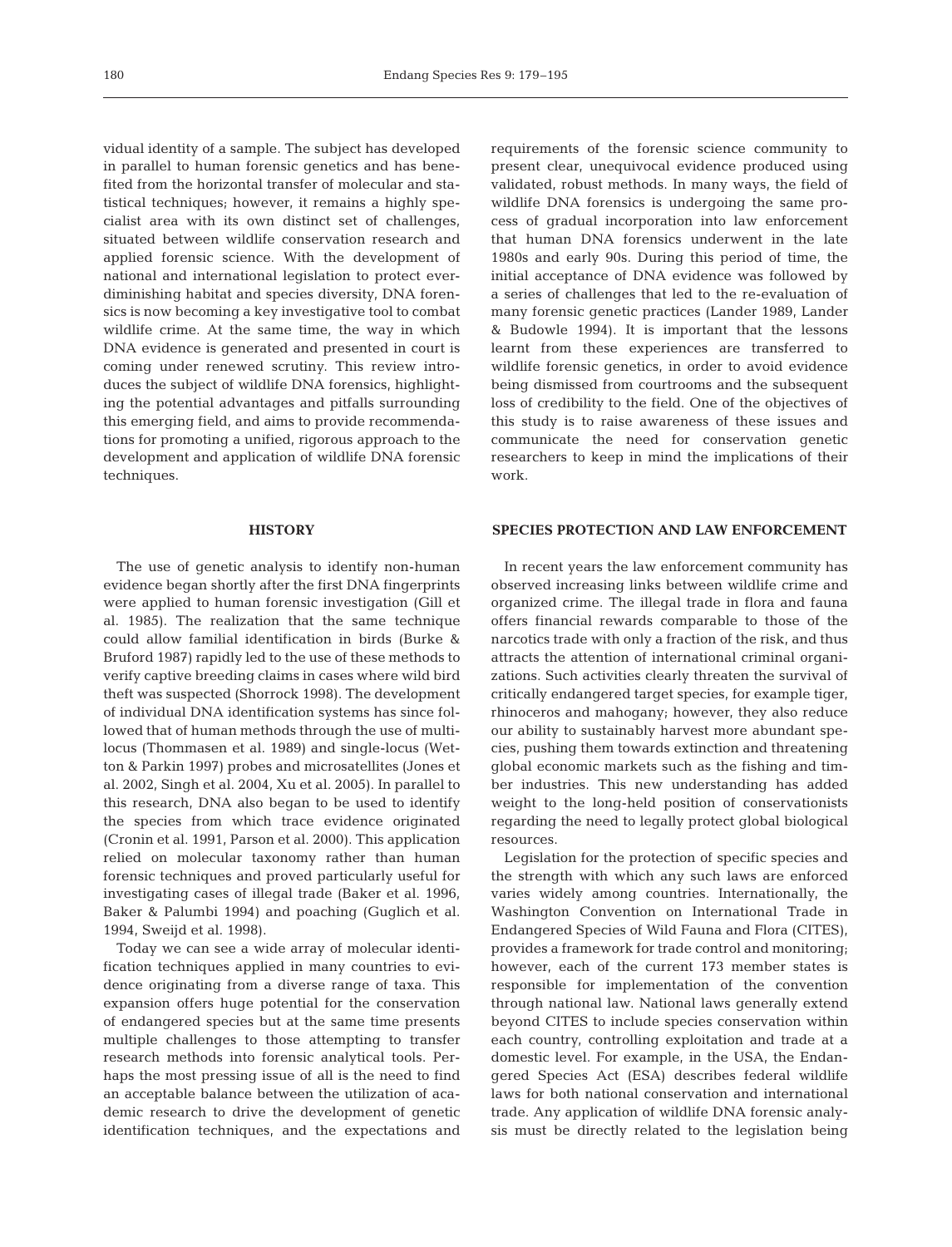vidual identity of a sample. The subject has developed in parallel to human forensic genetics and has benefited from the horizontal transfer of molecular and statistical techniques; however, it remains a highly specialist area with its own distinct set of challenges, situated between wildlife conservation research and applied forensic science. With the development of national and international legislation to protect ever-diminishing habitat and species diversity, DNA forensics is now becoming a key investigative tool to combat wildlife crime. At the same time, the way in which DNA evidence is generated and presented in court is coming under renewed scrutiny. This review introduces the subject of wildlife DNA forensics, highlighting the potential advantages and pitfalls surrounding this emerging field, and aims to provide recommendations for promoting a unified, rigorous approach to the development and application of wildlife DNA forensic techniques.

## HISTORY

The use of genetic analysis to identify non-human evidence began shortly after the first DNA fingerprints were applied to human forensic investigation (Gill et al. 1985). The realization that the same technique could allow familial identification in birds (Burke & Bruford 1987) rapidly led to the use of these methods to verify captive breeding claims in cases where wild bird theft was suspected (Shorrock 1998). The development of individual DNA identification systems has since followed that of human methods through the use of multi-locus (Thommasen et al. 1989) and single-locus (Wetton & Parkin 1997) probes and microsatellites (Jones et al. 2002, Singh et al. 2004, Xu et al. 2005). In parallel to this research, DNA also began to be used to identify the species from which trace evidence originated (Cronin et al. 1991, Parson et al. 2000). This application relied on molecular taxonomy rather than human forensic techniques and proved particularly useful for investigating cases of illegal trade (Baker et al. 1996, Baker & Palumbi 1994) and poaching (Guglich et al. 1994, Sweijd et al. 1998).

Today we can see a wide array of molecular identification techniques applied in many countries to evidence originating from a diverse range of taxa. This expansion offers huge potential for the conservation of endangered species but at the same time presents multiple challenges to those attempting to transfer research methods into forensic analytical tools. Perhaps the most pressing issue of all is the need to find an acceptable balance between the utilization of academic research to drive the development of genetic identification techniques, and the expectations and requirements of the forensic science community to present clear, unequivocal evidence produced using validated, robust methods. In many ways, the field of wildlife DNA forensics is undergoing the same process of gradual incorporation into law enforcement that human DNA forensics underwent in the late 1980s and early 90s. During this period of time, the initial acceptance of DNA evidence was followed by a series of challenges that led to the re-evaluation of many forensic genetic practices (Lander 1989, Lander & Budowle 1994). It is important that the lessons learnt from these experiences are transferred to wildlife forensic genetics, in order to avoid evidence being dismissed from courtrooms and the subsequent loss of credibility to the field. One of the objectives of this study is to raise awareness of these issues and communicate the need for conservation genetic researchers to keep in mind the implications of their work.

## SPECIES PROTECTION AND LAW ENFORCEMENT

In recent years the law enforcement community has observed increasing links between wildlife crime and organized crime. The illegal trade in flora and fauna offers financial rewards comparable to those of the narcotics trade with only a fraction of the risk, and thus attracts the attention of international criminal organizations. Such activities clearly threaten the survival of critically endangered target species, for example tiger, rhinoceros and mahogany; however, they also reduce our ability to sustainably harvest more abundant species, pushing them towards extinction and threatening global economic markets such as the fishing and timber industries. This new understanding has added weight to the long-held position of conservationists regarding the need to legally protect global biological resources.

Legislation for the protection of specific species and the strength with which any such laws are enforced varies widely among countries. Internationally, the Washington Convention on International Trade in Endangered Species of Wild Fauna and Flora (CITES), provides a framework for trade control and monitoring; however, each of the current 173 member states is responsible for implementation of the convention through national law. National laws generally extend beyond CITES to include species conservation within each country, controlling exploitation and trade at a domestic level. For example, in the USA, the Endangered Species Act (ESA) describes federal wildlife laws for both national conservation and international trade. Any application of wildlife DNA forensic analysis must be directly related to the legislation being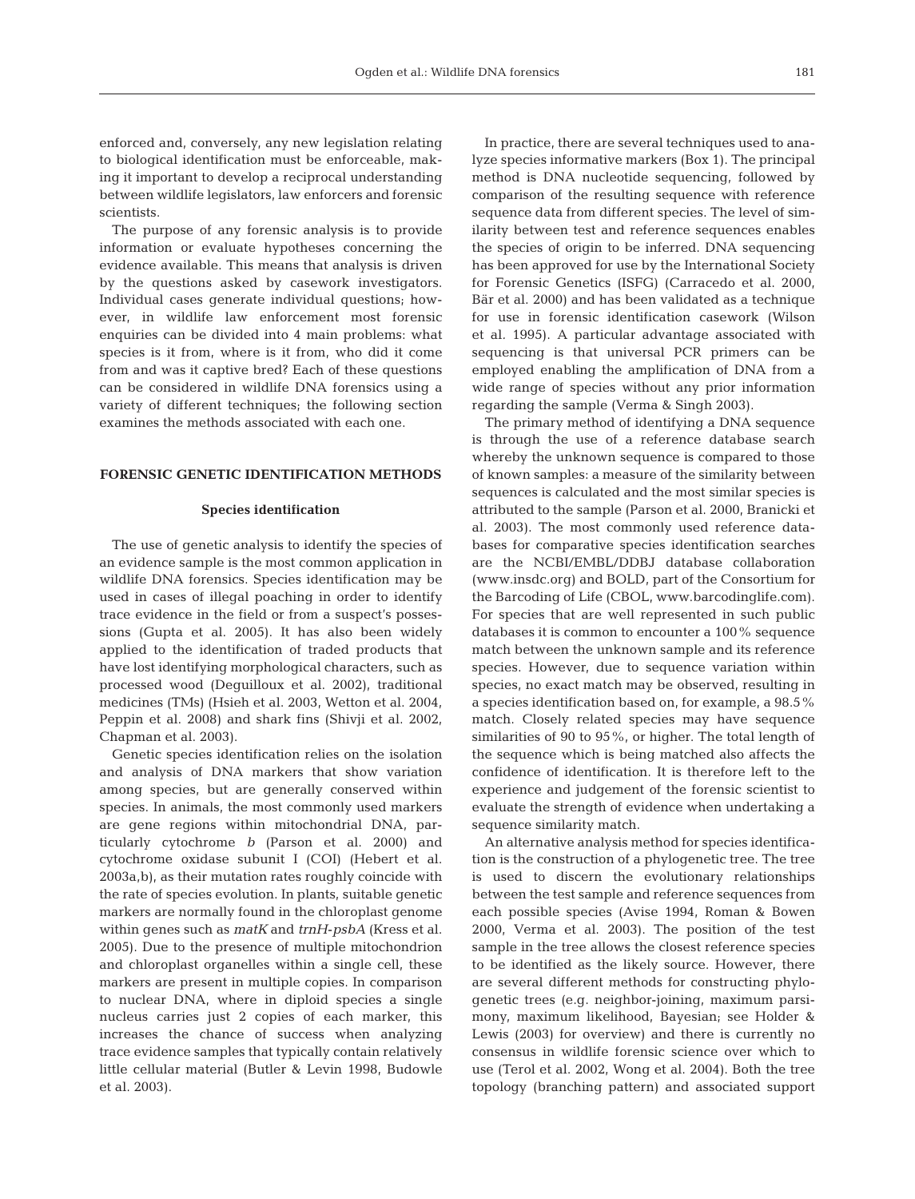enforced and, conversely, any new legislation relating to biological identification must be enforceable, making it important to develop a reciprocal understanding between wildlife legislators, law enforcers and forensic scientists.

The purpose of any forensic analysis is to provide information or evaluate hypotheses concerning the evidence available. This means that analysis is driven by the questions asked by casework investigators. Individual cases generate individual questions; however, in wildlife law enforcement most forensic enquiries can be divided into 4 main problems: what species is it from, where is it from, who did it come from and was it captive bred? Each of these questions can be considered in wildlife DNA forensics using a variety of different techniques; the following section examines the methods associated with each one.

## FORENSIC GENETIC IDENTIFICATION METHODS

### Species identification

The use of genetic analysis to identify the species of an evidence sample is the most common application in wildlife DNA forensics. Species identification may be used in cases of illegal poaching in order to identify trace evidence in the field or from a suspect's possessions (Gupta et al. 2005). It has also been widely applied to the identification of traded products that have lost identifying morphological characters, such as processed wood (Deguilloux et al. 2002), traditional medicines (TMs) (Hsieh et al. 2003, Wetton et al. 2004, Peppin et al. 2008) and shark fins (Shivji et al. 2002, Chapman et al. 2003).

Genetic species identification relies on the isolation and analysis of DNA markers that show variation among species, but are generally conserved within species. In animals, the most commonly used markers are gene regions within mitochondrial DNA, particularly cytochrome *b* (Parson et al. 2000) and cytochrome oxidase subunit I (COI) (Hebert et al. 2003a,b), as their mutation rates roughly coincide with the rate of species evolution. In plants, suitable genetic markers are normally found in the chloroplast genome within genes such as *matK* and *trnH-psbA* (Kress et al. 2005). Due to the presence of multiple mitochondrion and chloroplast organelles within a single cell, these markers are present in multiple copies. In comparison to nuclear DNA, where in diploid species a single nucleus carries just 2 copies of each marker, this increases the chance of success when analyzing trace evidence samples that typically contain relatively little cellular material (Butler & Levin 1998, Budowle et al. 2003).

In practice, there are several techniques used to analyze species informative markers (Box 1). The principal method is DNA nucleotide sequencing, followed by comparison of the resulting sequence with reference sequence data from different species. The level of similarity between test and reference sequences enables the species of origin to be inferred. DNA sequencing has been approved for use by the International Society for Forensic Genetics (ISFG) (Carracedo et al. 2000, Bär et al. 2000) and has been validated as a technique for use in forensic identification casework (Wilson et al. 1995). A particular advantage associated with sequencing is that universal PCR primers can be employed enabling the amplification of DNA from a wide range of species without any prior information regarding the sample (Verma & Singh 2003).

The primary method of identifying a DNA sequence is through the use of a reference database search whereby the unknown sequence is compared to those of known samples: a measure of the similarity between sequences is calculated and the most similar species is attributed to the sample (Parson et al. 2000, Branicki et al. 2003). The most commonly used reference databases for comparative species identification searches are the NCBI/EMBL/DDBJ database collaboration (www.insdc.org) and BOLD, part of the Consortium for the Barcoding of Life (CBOL, www.barcodinglife.com). For species that are well represented in such public databases it is common to encounter a 100% sequence match between the unknown sample and its reference species. However, due to sequence variation within species, no exact match may be observed, resulting in a species identification based on, for example, a 98.5% match. Closely related species may have sequence similarities of 90 to 95%, or higher. The total length of the sequence which is being matched also affects the confidence of identification. It is therefore left to the experience and judgement of the forensic scientist to evaluate the strength of evidence when undertaking a sequence similarity match.

An alternative analysis method for species identification is the construction of a phylogenetic tree. The tree is used to discern the evolutionary relationships between the test sample and reference sequences from each possible species (Avise 1994, Roman & Bowen 2000, Verma et al. 2003). The position of the test sample in the tree allows the closest reference species to be identified as the likely source. However, there are several different methods for constructing phylogenetic trees (e.g. neighbor-joining, maximum parsimony, maximum likelihood, Bayesian; see Holder & Lewis (2003) for overview) and there is currently no consensus in wildlife forensic science over which to use (Terol et al. 2002, Wong et al. 2004). Both the tree topology (branching pattern) and associated support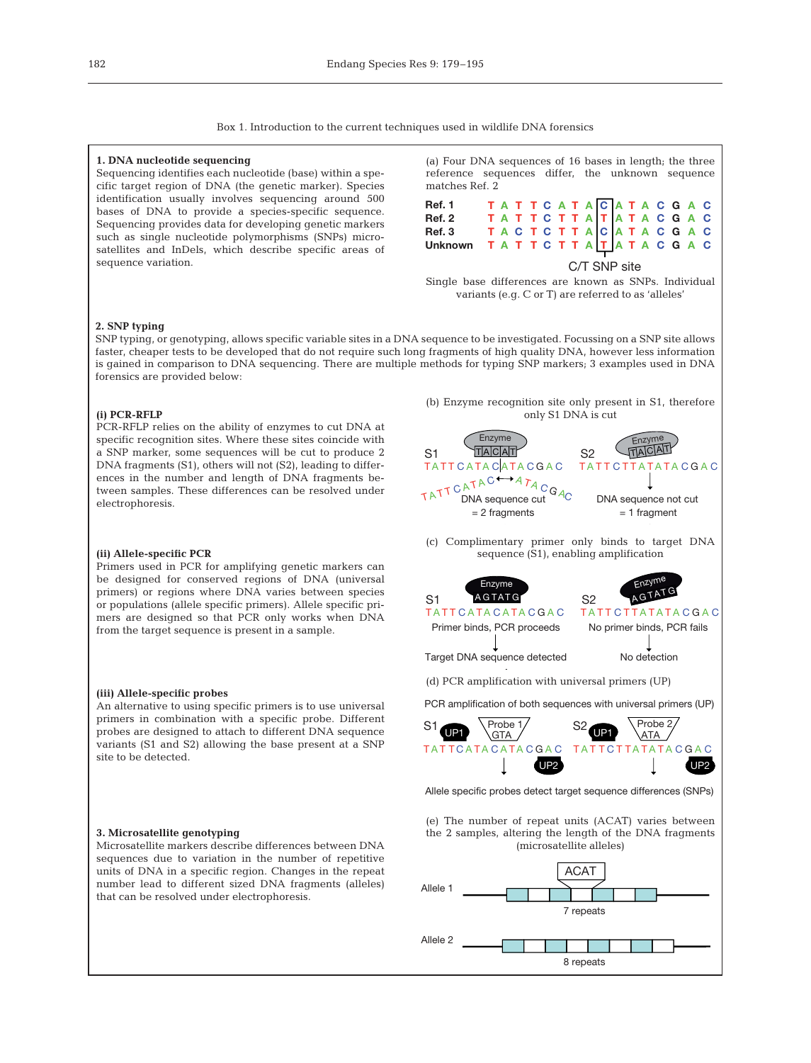Box 1. Introduction to the current techniques used in wildlife DNA forensics

### 1. DNA nucleotide sequencing

Sequencing identifies each nucleotide (base) within a specific target region of DNA (the genetic marker). Species identification usually involves sequencing around 500 bases of DNA to provide a species-specific sequence. Sequencing provides data for developing genetic markers such as single nucleotide polymorphisms (SNPs) microsatellites and InDels, which describe specific areas of sequence variation.

(a) Four DNA sequences of 16 bases in length; the three reference sequences differ, the unknown sequence matches Ref. 2

| | |
|---|---|
| Ref. 1 | T A T T C A T A C A T A C G A C |
| Ref. 2 | T A T T C T T A T A T A C G A C |
| Ref. 3 | T A C T C T T A C A T A C G A C |
| Unknown | T A T T C T T A T A T A C G A C |

C/T SNP site

Single base differences are known as SNPs. Individual variants (e.g. C or T) are referred to as 'alleles'

### 2. SNP typing

SNP typing, or genotyping, allows specific variable sites in a DNA sequence to be investigated. Focussing on a SNP site allows faster, cheaper tests to be developed that do not require such long fragments of high quality DNA, however less information is gained in comparison to DNA sequencing. There are multiple methods for typing SNP markers; 3 examples used in DNA forensics are provided below:

#### (i) PCR-RFLP

PCR-RFLP relies on the ability of enzymes to cut DNA at specific recognition sites. Where these sites coincide with a SNP marker, some sequences will be cut to produce 2 DNA fragments (S1), others will not (S2), leading to differences in the number and length of DNA fragments between samples. These differences can be resolved under electrophoresis.

(b) Enzyme recognition site only present in S1, therefore only S1 DNA is cut

S1: Enzyme TACAT — TATTCATACATACGAC — DNA sequence cut = 2 fragments

S2: Enzyme TACAT — TATTCTTATATACGAC — DNA sequence not cut = 1 fragment

#### (ii) Allele-specific PCR

Primers used in PCR for amplifying genetic markers can be designed for conserved regions of DNA (universal primers) or regions where DNA varies between species or populations (allele specific primers). Allele specific primers are designed so that PCR only works when DNA from the target sequence is present in a sample.

(c) Complimentary primer only binds to target DNA sequence (S1), enabling amplification

S1: Enzyme AGTATG — TATTCATACATACGAC — Primer binds, PCR proceeds → Target DNA sequence detected

S2: Enzyme AGTATG — TATTCTTATATACGAC — No primer binds, PCR fails → No detection

#### (iii) Allele-specific probes

An alternative to using specific primers is to use universal primers in combination with a specific probe. Different probes are designed to attach to different DNA sequence variants (S1 and S2) allowing the base present at a SNP site to be detected.

(d) PCR amplification with universal primers (UP)

PCR amplification of both sequences with universal primers (UP)

S1: UP1, Probe 1 GTA — TATTCATACATACGAC — UP2

S2: UP1, Probe 2 ATA — TATTCTTATATACGAC — UP2

Allele specific probes detect target sequence differences (SNPs)

### 3. Microsatellite genotyping

Microsatellite markers describe differences between DNA sequences due to variation in the number of repetitive units of DNA in a specific region. Changes in the repeat number lead to different sized DNA fragments (alleles) that can be resolved under electrophoresis.

(e) The number of repeat units (ACAT) varies between the 2 samples, altering the length of the DNA fragments (microsatellite alleles)

Allele 1: ACAT — 7 repeats

Allele 2: 8 repeats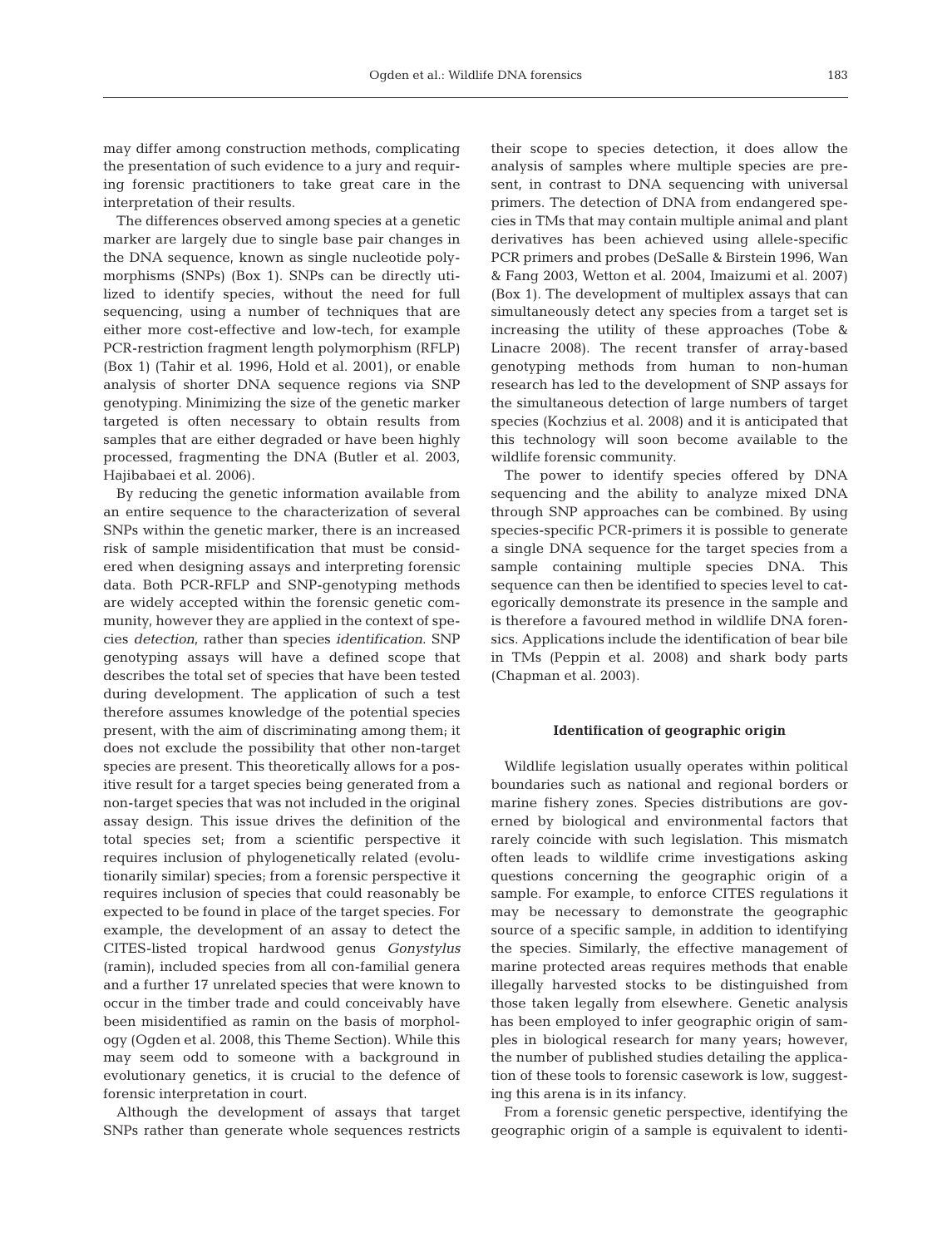may differ among construction methods, complicating the presentation of such evidence to a jury and requiring forensic practitioners to take great care in the interpretation of their results.

The differences observed among species at a genetic marker are largely due to single base pair changes in the DNA sequence, known as single nucleotide polymorphisms (SNPs) (Box 1). SNPs can be directly utilized to identify species, without the need for full sequencing, using a number of techniques that are either more cost-effective and low-tech, for example PCR-restriction fragment length polymorphism (RFLP) (Box 1) (Tahir et al. 1996, Hold et al. 2001), or enable analysis of shorter DNA sequence regions via SNP genotyping. Minimizing the size of the genetic marker targeted is often necessary to obtain results from samples that are either degraded or have been highly processed, fragmenting the DNA (Butler et al. 2003, Hajibabaei et al. 2006).

By reducing the genetic information available from an entire sequence to the characterization of several SNPs within the genetic marker, there is an increased risk of sample misidentification that must be considered when designing assays and interpreting forensic data. Both PCR-RFLP and SNP-genotyping methods are widely accepted within the forensic genetic community, however they are applied in the context of species *detection*, rather than species *identification*. SNP genotyping assays will have a defined scope that describes the total set of species that have been tested during development. The application of such a test therefore assumes knowledge of the potential species present, with the aim of discriminating among them; it does not exclude the possibility that other non-target species are present. This theoretically allows for a positive result for a target species being generated from a non-target species that was not included in the original assay design. This issue drives the definition of the total species set; from a scientific perspective it requires inclusion of phylogenetically related (evolutionarily similar) species; from a forensic perspective it requires inclusion of species that could reasonably be expected to be found in place of the target species. For example, the development of an assay to detect the CITES-listed tropical hardwood genus *Gonystylus* (ramin), included species from all con-familial genera and a further 17 unrelated species that were known to occur in the timber trade and could conceivably have been misidentified as ramin on the basis of morphology (Ogden et al. 2008, this Theme Section). While this may seem odd to someone with a background in evolutionary genetics, it is crucial to the defence of forensic interpretation in court.

Although the development of assays that target SNPs rather than generate whole sequences restricts their scope to species detection, it does allow the analysis of samples where multiple species are present, in contrast to DNA sequencing with universal primers. The detection of DNA from endangered species in TMs that may contain multiple animal and plant derivatives has been achieved using allele-specific PCR primers and probes (DeSalle & Birstein 1996, Wan & Fang 2003, Wetton et al. 2004, Imaizumi et al. 2007) (Box 1). The development of multiplex assays that can simultaneously detect any species from a target set is increasing the utility of these approaches (Tobe & Linacre 2008). The recent transfer of array-based genotyping methods from human to non-human research has led to the development of SNP assays for the simultaneous detection of large numbers of target species (Kochzius et al. 2008) and it is anticipated that this technology will soon become available to the wildlife forensic community.

The power to identify species offered by DNA sequencing and the ability to analyze mixed DNA through SNP approaches can be combined. By using species-specific PCR-primers it is possible to generate a single DNA sequence for the target species from a sample containing multiple species DNA. This sequence can then be identified to species level to categorically demonstrate its presence in the sample and is therefore a favoured method in wildlife DNA forensics. Applications include the identification of bear bile in TMs (Peppin et al. 2008) and shark body parts (Chapman et al. 2003).

## Identification of geographic origin

Wildlife legislation usually operates within political boundaries such as national and regional borders or marine fishery zones. Species distributions are governed by biological and environmental factors that rarely coincide with such legislation. This mismatch often leads to wildlife crime investigations asking questions concerning the geographic origin of a sample. For example, to enforce CITES regulations it may be necessary to demonstrate the geographic source of a specific sample, in addition to identifying the species. Similarly, the effective management of marine protected areas requires methods that enable illegally harvested stocks to be distinguished from those taken legally from elsewhere. Genetic analysis has been employed to infer geographic origin of samples in biological research for many years; however, the number of published studies detailing the application of these tools to forensic casework is low, suggesting this arena is in its infancy.

From a forensic genetic perspective, identifying the geographic origin of a sample is equivalent to identi-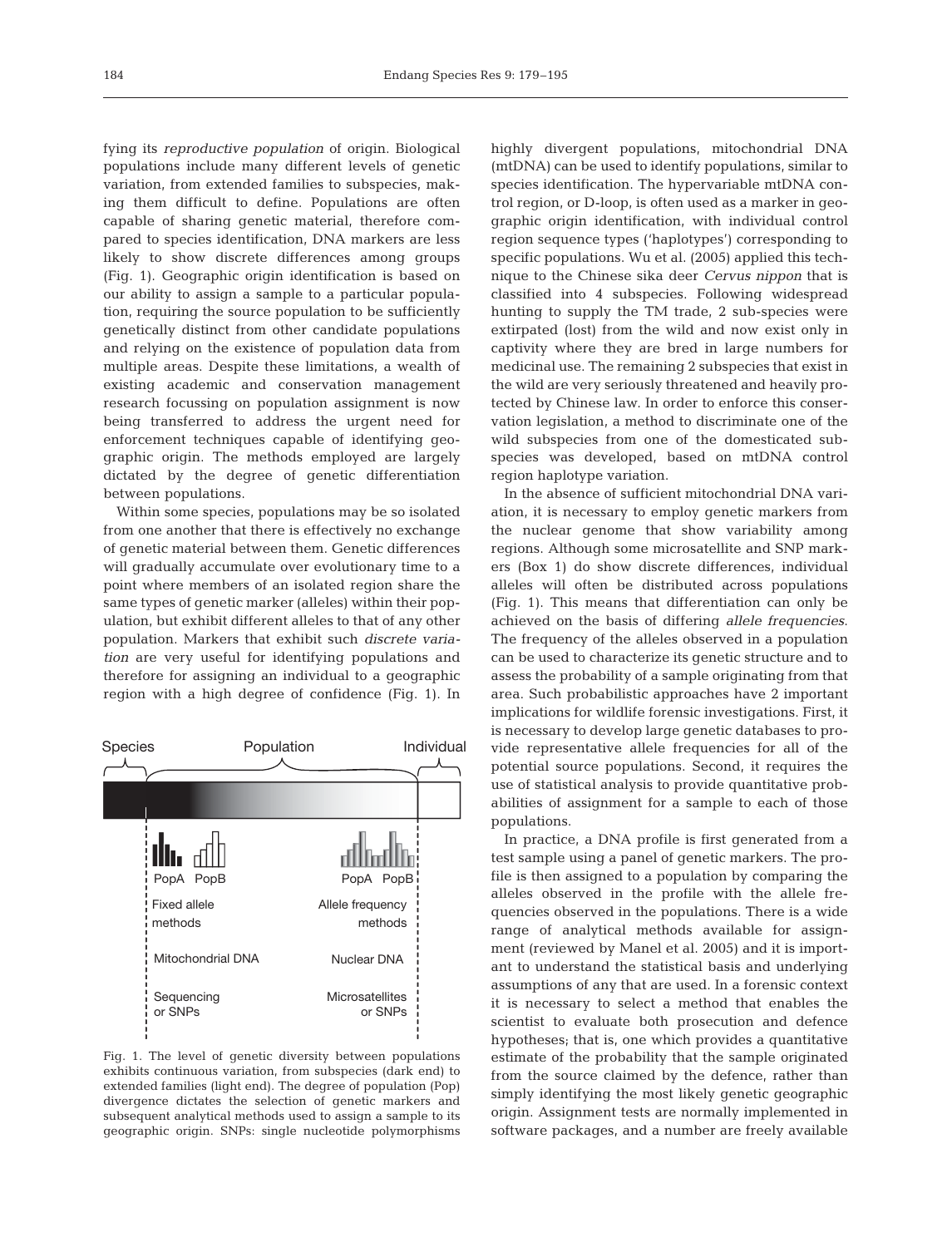fying its *reproductive population* of origin. Biological populations include many different levels of genetic variation, from extended families to subspecies, making them difficult to define. Populations are often capable of sharing genetic material, therefore compared to species identification, DNA markers are less likely to show discrete differences among groups (Fig. 1). Geographic origin identification is based on our ability to assign a sample to a particular population, requiring the source population to be sufficiently genetically distinct from other candidate populations and relying on the existence of population data from multiple areas. Despite these limitations, a wealth of existing academic and conservation management research focussing on population assignment is now being transferred to address the urgent need for enforcement techniques capable of identifying geographic origin. The methods employed are largely dictated by the degree of genetic differentiation between populations.

Within some species, populations may be so isolated from one another that there is effectively no exchange of genetic material between them. Genetic differences will gradually accumulate over evolutionary time to a point where members of an isolated region share the same types of genetic marker (alleles) within their population, but exhibit different alleles to that of any other population. Markers that exhibit such *discrete variation* are very useful for identifying populations and therefore for assigning an individual to a geographic region with a high degree of confidence (Fig. 1). In highly divergent populations, mitochondrial DNA (mtDNA) can be used to identify populations, similar to species identification. The hypervariable mtDNA control region, or D-loop, is often used as a marker in geographic origin identification, with individual control region sequence types ('haplotypes') corresponding to specific populations. Wu et al. (2005) applied this technique to the Chinese sika deer *Cervus nippon* that is classified into 4 subspecies. Following widespread hunting to supply the TM trade, 2 sub-species were extirpated (lost) from the wild and now exist only in captivity where they are bred in large numbers for medicinal use. The remaining 2 subspecies that exist in the wild are very seriously threatened and heavily protected by Chinese law. In order to enforce this conservation legislation, a method to discriminate one of the wild subspecies from one of the domesticated subspecies was developed, based on mtDNA control region haplotype variation.

Species
Population
Individual
PopA PopB
PopA PopB
Fixed allele methods
Allele frequency methods
Mitochondrial DNA
Nuclear DNA
Sequencing or SNPs
Microsatellites or SNPs

Fig. 1. The level of genetic diversity between populations exhibits continuous variation, from subspecies (dark end) to extended families (light end). The degree of population (Pop) divergence dictates the selection of genetic markers and subsequent analytical methods used to assign a sample to its geographic origin. SNPs: single nucleotide polymorphisms

In the absence of sufficient mitochondrial DNA variation, it is necessary to employ genetic markers from the nuclear genome that show variability among regions. Although some microsatellite and SNP markers (Box 1) do show discrete differences, individual alleles will often be distributed across populations (Fig. 1). This means that differentiation can only be achieved on the basis of differing *allele frequencies*. The frequency of the alleles observed in a population can be used to characterize its genetic structure and to assess the probability of a sample originating from that area. Such probabilistic approaches have 2 important implications for wildlife forensic investigations. First, it is necessary to develop large genetic databases to provide representative allele frequencies for all of the potential source populations. Second, it requires the use of statistical analysis to provide quantitative probabilities of assignment for a sample to each of those populations.

In practice, a DNA profile is first generated from a test sample using a panel of genetic markers. The profile is then assigned to a population by comparing the alleles observed in the profile with the allele frequencies observed in the populations. There is a wide range of analytical methods available for assignment (reviewed by Manel et al. 2005) and it is important to understand the statistical basis and underlying assumptions of any that are used. In a forensic context it is necessary to select a method that enables the scientist to evaluate both prosecution and defence hypotheses; that is, one which provides a quantitative estimate of the probability that the sample originated from the source claimed by the defence, rather than simply identifying the most likely genetic geographic origin. Assignment tests are normally implemented in software packages, and a number are freely available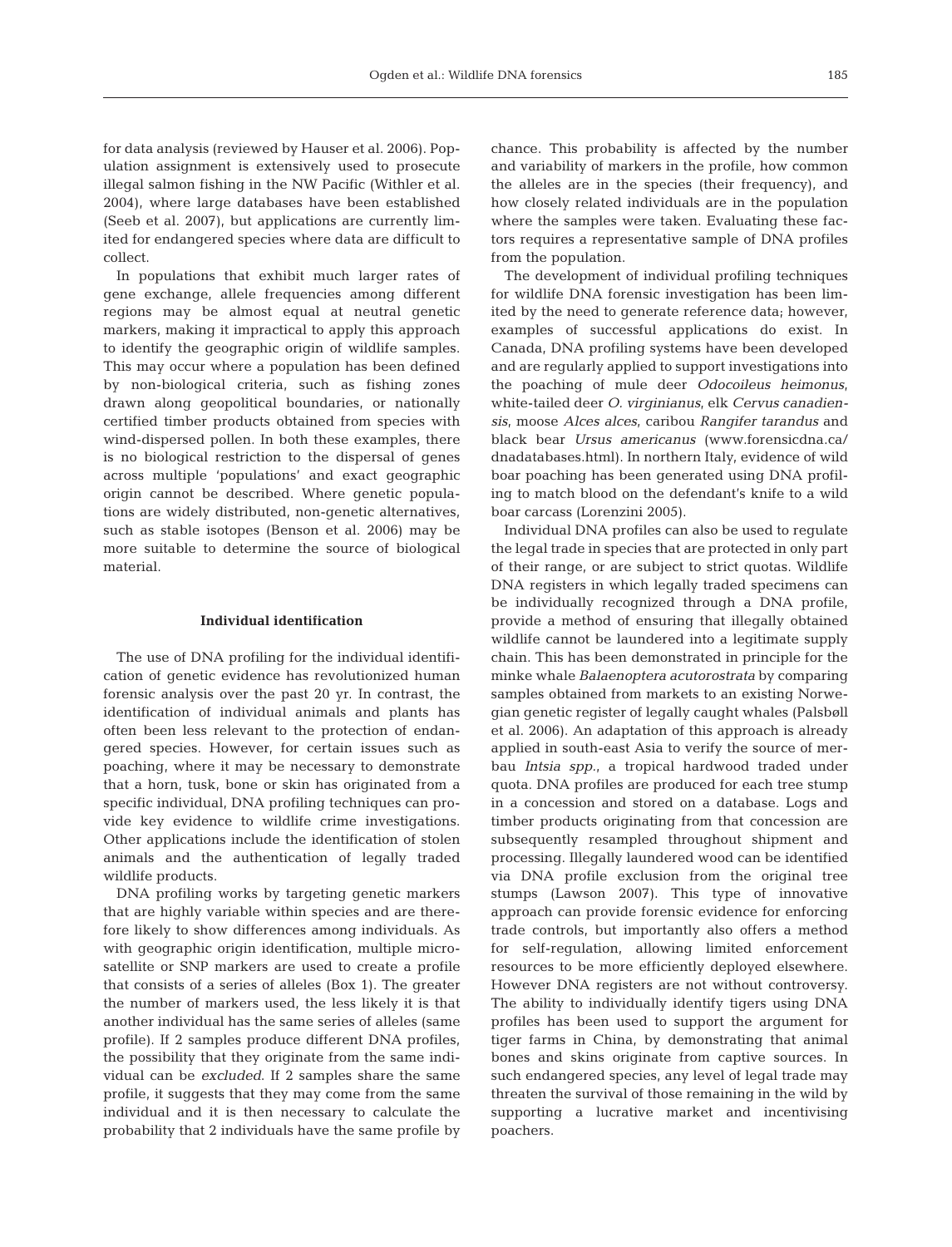for data analysis (reviewed by Hauser et al. 2006). Population assignment is extensively used to prosecute illegal salmon fishing in the NW Pacific (Withler et al. 2004), where large databases have been established (Seeb et al. 2007), but applications are currently limited for endangered species where data are difficult to collect.

In populations that exhibit much larger rates of gene exchange, allele frequencies among different regions may be almost equal at neutral genetic markers, making it impractical to apply this approach to identify the geographic origin of wildlife samples. This may occur where a population has been defined by non-biological criteria, such as fishing zones drawn along geopolitical boundaries, or nationally certified timber products obtained from species with wind-dispersed pollen. In both these examples, there is no biological restriction to the dispersal of genes across multiple 'populations' and exact geographic origin cannot be described. Where genetic populations are widely distributed, non-genetic alternatives, such as stable isotopes (Benson et al. 2006) may be more suitable to determine the source of biological material.

### Individual identification

The use of DNA profiling for the individual identification of genetic evidence has revolutionized human forensic analysis over the past 20 yr. In contrast, the identification of individual animals and plants has often been less relevant to the protection of endangered species. However, for certain issues such as poaching, where it may be necessary to demonstrate that a horn, tusk, bone or skin has originated from a specific individual, DNA profiling techniques can provide key evidence to wildlife crime investigations. Other applications include the identification of stolen animals and the authentication of legally traded wildlife products.

DNA profiling works by targeting genetic markers that are highly variable within species and are therefore likely to show differences among individuals. As with geographic origin identification, multiple microsatellite or SNP markers are used to create a profile that consists of a series of alleles (Box 1). The greater the number of markers used, the less likely it is that another individual has the same series of alleles (same profile). If 2 samples produce different DNA profiles, the possibility that they originate from the same individual can be *excluded*. If 2 samples share the same profile, it suggests that they may come from the same individual and it is then necessary to calculate the probability that 2 individuals have the same profile by chance. This probability is affected by the number and variability of markers in the profile, how common the alleles are in the species (their frequency), and how closely related individuals are in the population where the samples were taken. Evaluating these factors requires a representative sample of DNA profiles from the population.

The development of individual profiling techniques for wildlife DNA forensic investigation has been limited by the need to generate reference data; however, examples of successful applications do exist. In Canada, DNA profiling systems have been developed and are regularly applied to support investigations into the poaching of mule deer *Odocoileus heimonus*, white-tailed deer *O. virginianus*, elk *Cervus canadiensis*, moose *Alces alces*, caribou *Rangifer tarandus* and black bear *Ursus americanus* (www.forensicdna.ca/dnadatabases.html). In northern Italy, evidence of wild boar poaching has been generated using DNA profiling to match blood on the defendant's knife to a wild boar carcass (Lorenzini 2005).

Individual DNA profiles can also be used to regulate the legal trade in species that are protected in only part of their range, or are subject to strict quotas. Wildlife DNA registers in which legally traded specimens can be individually recognized through a DNA profile, provide a method of ensuring that illegally obtained wildlife cannot be laundered into a legitimate supply chain. This has been demonstrated in principle for the minke whale *Balaenoptera acutorostrata* by comparing samples obtained from markets to an existing Norwegian genetic register of legally caught whales (Palsbøll et al. 2006). An adaptation of this approach is already applied in south-east Asia to verify the source of merbau *Intsia spp.*, a tropical hardwood traded under quota. DNA profiles are produced for each tree stump in a concession and stored on a database. Logs and timber products originating from that concession are subsequently resampled throughout shipment and processing. Illegally laundered wood can be identified via DNA profile exclusion from the original tree stumps (Lawson 2007). This type of innovative approach can provide forensic evidence for enforcing trade controls, but importantly also offers a method for self-regulation, allowing limited enforcement resources to be more efficiently deployed elsewhere. However DNA registers are not without controversy. The ability to individually identify tigers using DNA profiles has been used to support the argument for tiger farms in China, by demonstrating that animal bones and skins originate from captive sources. In such endangered species, any level of legal trade may threaten the survival of those remaining in the wild by supporting a lucrative market and incentivising poachers.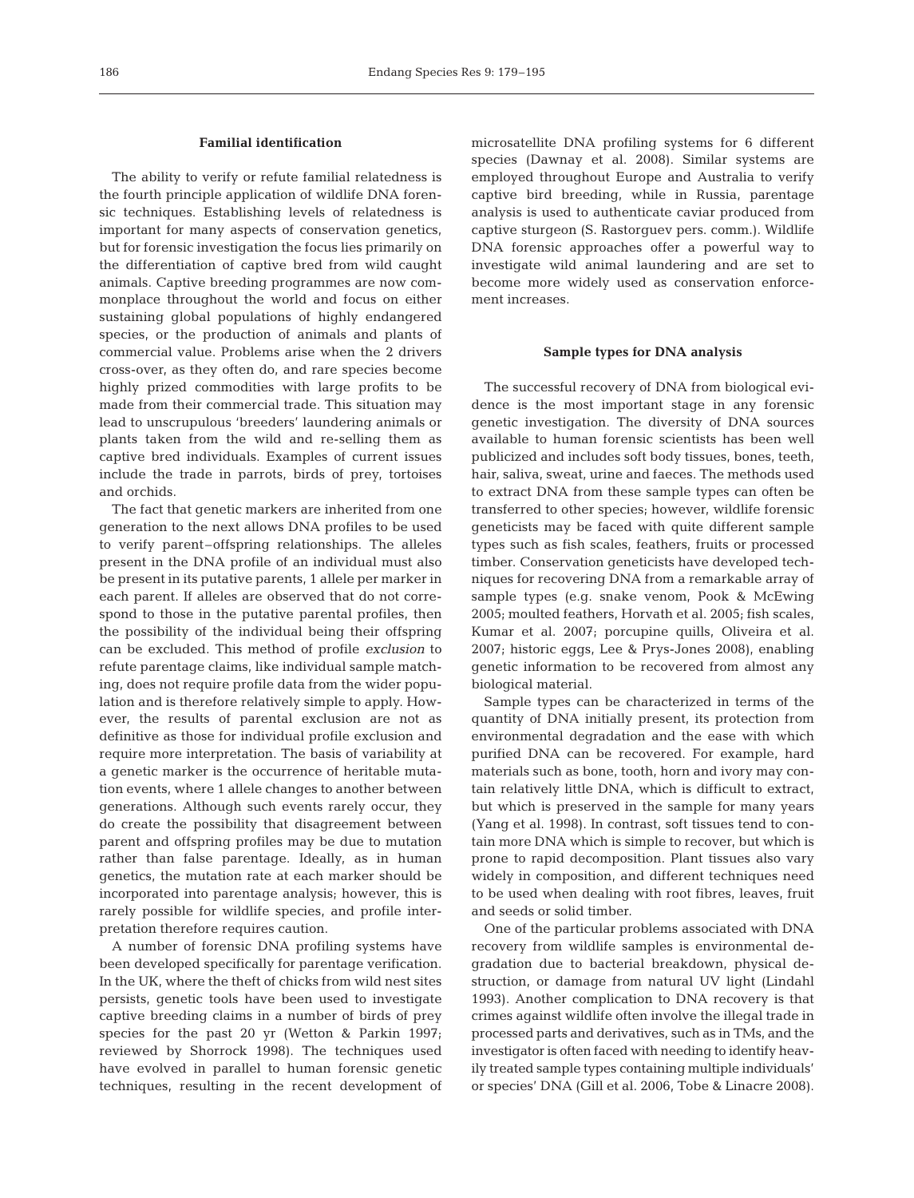## Familial identification

The ability to verify or refute familial relatedness is the fourth principle application of wildlife DNA forensic techniques. Establishing levels of relatedness is important for many aspects of conservation genetics, but for forensic investigation the focus lies primarily on the differentiation of captive bred from wild caught animals. Captive breeding programmes are now commonplace throughout the world and focus on either sustaining global populations of highly endangered species, or the production of animals and plants of commercial value. Problems arise when the 2 drivers cross-over, as they often do, and rare species become highly prized commodities with large profits to be made from their commercial trade. This situation may lead to unscrupulous 'breeders' laundering animals or plants taken from the wild and re-selling them as captive bred individuals. Examples of current issues include the trade in parrots, birds of prey, tortoises and orchids.

The fact that genetic markers are inherited from one generation to the next allows DNA profiles to be used to verify parent–offspring relationships. The alleles present in the DNA profile of an individual must also be present in its putative parents, 1 allele per marker in each parent. If alleles are observed that do not correspond to those in the putative parental profiles, then the possibility of the individual being their offspring can be excluded. This method of profile *exclusion* to refute parentage claims, like individual sample matching, does not require profile data from the wider population and is therefore relatively simple to apply. However, the results of parental exclusion are not as definitive as those for individual profile exclusion and require more interpretation. The basis of variability at a genetic marker is the occurrence of heritable mutation events, where 1 allele changes to another between generations. Although such events rarely occur, they do create the possibility that disagreement between parent and offspring profiles may be due to mutation rather than false parentage. Ideally, as in human genetics, the mutation rate at each marker should be incorporated into parentage analysis; however, this is rarely possible for wildlife species, and profile interpretation therefore requires caution.

A number of forensic DNA profiling systems have been developed specifically for parentage verification. In the UK, where the theft of chicks from wild nest sites persists, genetic tools have been used to investigate captive breeding claims in a number of birds of prey species for the past 20 yr (Wetton & Parkin 1997; reviewed by Shorrock 1998). The techniques used have evolved in parallel to human forensic genetic techniques, resulting in the recent development of microsatellite DNA profiling systems for 6 different species (Dawnay et al. 2008). Similar systems are employed throughout Europe and Australia to verify captive bird breeding, while in Russia, parentage analysis is used to authenticate caviar produced from captive sturgeon (S. Rastorguev pers. comm.). Wildlife DNA forensic approaches offer a powerful way to investigate wild animal laundering and are set to become more widely used as conservation enforcement increases.

## Sample types for DNA analysis

The successful recovery of DNA from biological evidence is the most important stage in any forensic genetic investigation. The diversity of DNA sources available to human forensic scientists has been well publicized and includes soft body tissues, bones, teeth, hair, saliva, sweat, urine and faeces. The methods used to extract DNA from these sample types can often be transferred to other species; however, wildlife forensic geneticists may be faced with quite different sample types such as fish scales, feathers, fruits or processed timber. Conservation geneticists have developed techniques for recovering DNA from a remarkable array of sample types (e.g. snake venom, Pook & McEwing 2005; moulted feathers, Horvath et al. 2005; fish scales, Kumar et al. 2007; porcupine quills, Oliveira et al. 2007; historic eggs, Lee & Prys-Jones 2008), enabling genetic information to be recovered from almost any biological material.

Sample types can be characterized in terms of the quantity of DNA initially present, its protection from environmental degradation and the ease with which purified DNA can be recovered. For example, hard materials such as bone, tooth, horn and ivory may contain relatively little DNA, which is difficult to extract, but which is preserved in the sample for many years (Yang et al. 1998). In contrast, soft tissues tend to contain more DNA which is simple to recover, but which is prone to rapid decomposition. Plant tissues also vary widely in composition, and different techniques need to be used when dealing with root fibres, leaves, fruit and seeds or solid timber.

One of the particular problems associated with DNA recovery from wildlife samples is environmental degradation due to bacterial breakdown, physical destruction, or damage from natural UV light (Lindahl 1993). Another complication to DNA recovery is that crimes against wildlife often involve the illegal trade in processed parts and derivatives, such as in TMs, and the investigator is often faced with needing to identify heavily treated sample types containing multiple individuals' or species' DNA (Gill et al. 2006, Tobe & Linacre 2008).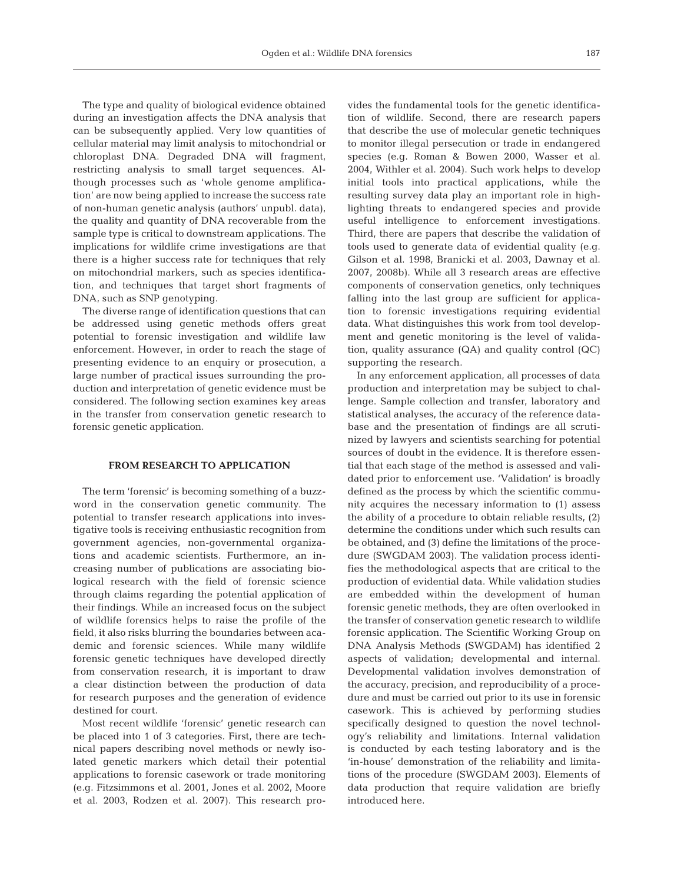The type and quality of biological evidence obtained during an investigation affects the DNA analysis that can be subsequently applied. Very low quantities of cellular material may limit analysis to mitochondrial or chloroplast DNA. Degraded DNA will fragment, restricting analysis to small target sequences. Although processes such as 'whole genome amplification' are now being applied to increase the success rate of non-human genetic analysis (authors' unpubl. data), the quality and quantity of DNA recoverable from the sample type is critical to downstream applications. The implications for wildlife crime investigations are that there is a higher success rate for techniques that rely on mitochondrial markers, such as species identification, and techniques that target short fragments of DNA, such as SNP genotyping.

The diverse range of identification questions that can be addressed using genetic methods offers great potential to forensic investigation and wildlife law enforcement. However, in order to reach the stage of presenting evidence to an enquiry or prosecution, a large number of practical issues surrounding the production and interpretation of genetic evidence must be considered. The following section examines key areas in the transfer from conservation genetic research to forensic genetic application.

## FROM RESEARCH TO APPLICATION

The term 'forensic' is becoming something of a buzzword in the conservation genetic community. The potential to transfer research applications into investigative tools is receiving enthusiastic recognition from government agencies, non-governmental organizations and academic scientists. Furthermore, an increasing number of publications are associating biological research with the field of forensic science through claims regarding the potential application of their findings. While an increased focus on the subject of wildlife forensics helps to raise the profile of the field, it also risks blurring the boundaries between academic and forensic sciences. While many wildlife forensic genetic techniques have developed directly from conservation research, it is important to draw a clear distinction between the production of data for research purposes and the generation of evidence destined for court.

Most recent wildlife 'forensic' genetic research can be placed into 1 of 3 categories. First, there are technical papers describing novel methods or newly isolated genetic markers which detail their potential applications to forensic casework or trade monitoring (e.g. Fitzsimmons et al. 2001, Jones et al. 2002, Moore et al. 2003, Rodzen et al. 2007). This research provides the fundamental tools for the genetic identification of wildlife. Second, there are research papers that describe the use of molecular genetic techniques to monitor illegal persecution or trade in endangered species (e.g. Roman & Bowen 2000, Wasser et al. 2004, Withler et al. 2004). Such work helps to develop initial tools into practical applications, while the resulting survey data play an important role in highlighting threats to endangered species and provide useful intelligence to enforcement investigations. Third, there are papers that describe the validation of tools used to generate data of evidential quality (e.g. Gilson et al. 1998, Branicki et al. 2003, Dawnay et al. 2007, 2008b). While all 3 research areas are effective components of conservation genetics, only techniques falling into the last group are sufficient for application to forensic investigations requiring evidential data. What distinguishes this work from tool development and genetic monitoring is the level of validation, quality assurance (QA) and quality control (QC) supporting the research.

In any enforcement application, all processes of data production and interpretation may be subject to challenge. Sample collection and transfer, laboratory and statistical analyses, the accuracy of the reference database and the presentation of findings are all scrutinized by lawyers and scientists searching for potential sources of doubt in the evidence. It is therefore essential that each stage of the method is assessed and validated prior to enforcement use. 'Validation' is broadly defined as the process by which the scientific community acquires the necessary information to (1) assess the ability of a procedure to obtain reliable results, (2) determine the conditions under which such results can be obtained, and (3) define the limitations of the procedure (SWGDAM 2003). The validation process identifies the methodological aspects that are critical to the production of evidential data. While validation studies are embedded within the development of human forensic genetic methods, they are often overlooked in the transfer of conservation genetic research to wildlife forensic application. The Scientific Working Group on DNA Analysis Methods (SWGDAM) has identified 2 aspects of validation; developmental and internal. Developmental validation involves demonstration of the accuracy, precision, and reproducibility of a procedure and must be carried out prior to its use in forensic casework. This is achieved by performing studies specifically designed to question the novel technology's reliability and limitations. Internal validation is conducted by each testing laboratory and is the 'in-house' demonstration of the reliability and limitations of the procedure (SWGDAM 2003). Elements of data production that require validation are briefly introduced here.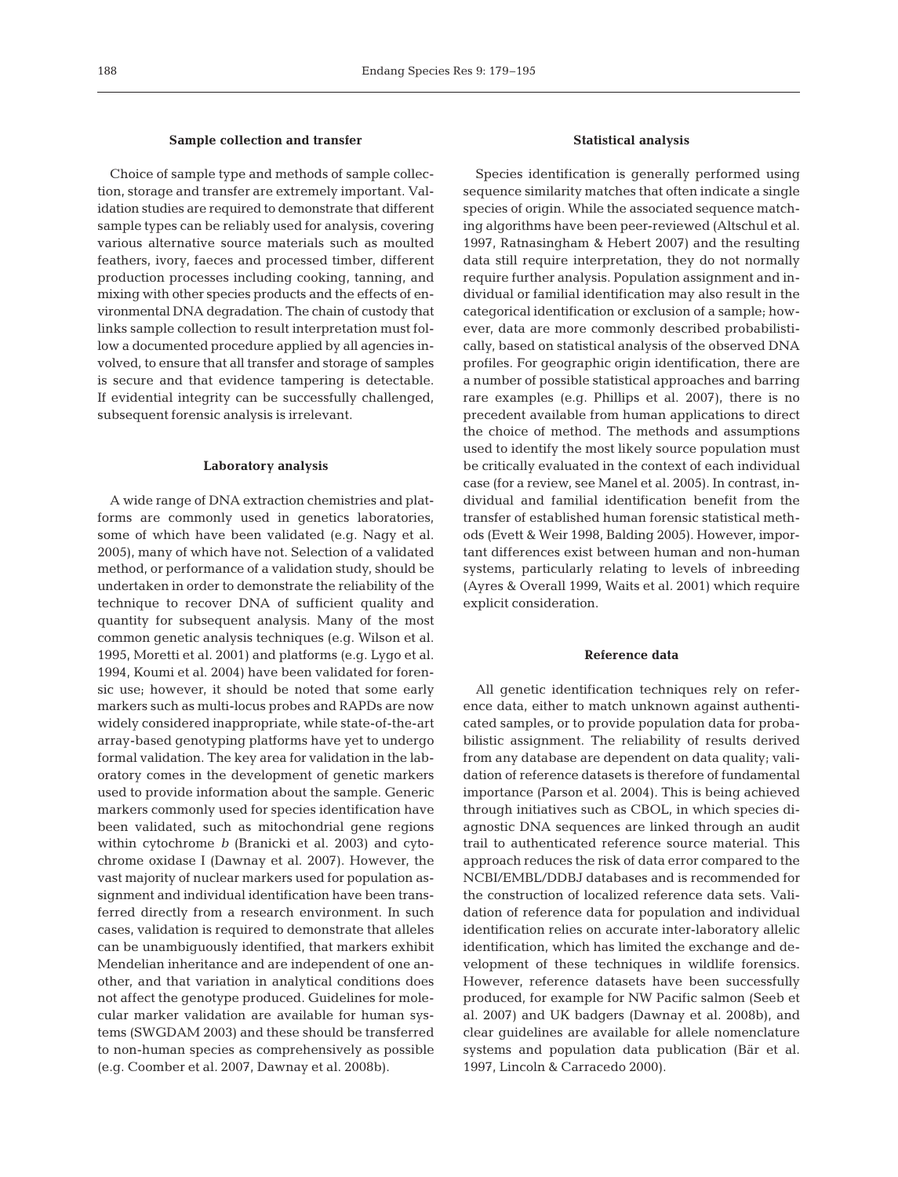### Sample collection and transfer

Choice of sample type and methods of sample collection, storage and transfer are extremely important. Validation studies are required to demonstrate that different sample types can be reliably used for analysis, covering various alternative source materials such as moulted feathers, ivory, faeces and processed timber, different production processes including cooking, tanning, and mixing with other species products and the effects of environmental DNA degradation. The chain of custody that links sample collection to result interpretation must follow a documented procedure applied by all agencies involved, to ensure that all transfer and storage of samples is secure and that evidence tampering is detectable. If evidential integrity can be successfully challenged, subsequent forensic analysis is irrelevant.

### Laboratory analysis

A wide range of DNA extraction chemistries and platforms are commonly used in genetics laboratories, some of which have been validated (e.g. Nagy et al. 2005), many of which have not. Selection of a validated method, or performance of a validation study, should be undertaken in order to demonstrate the reliability of the technique to recover DNA of sufficient quality and quantity for subsequent analysis. Many of the most common genetic analysis techniques (e.g. Wilson et al. 1995, Moretti et al. 2001) and platforms (e.g. Lygo et al. 1994, Koumi et al. 2004) have been validated for forensic use; however, it should be noted that some early markers such as multi-locus probes and RAPDs are now widely considered inappropriate, while state-of-the-art array-based genotyping platforms have yet to undergo formal validation. The key area for validation in the laboratory comes in the development of genetic markers used to provide information about the sample. Generic markers commonly used for species identification have been validated, such as mitochondrial gene regions within cytochrome *b* (Branicki et al. 2003) and cytochrome oxidase I (Dawnay et al. 2007). However, the vast majority of nuclear markers used for population assignment and individual identification have been transferred directly from a research environment. In such cases, validation is required to demonstrate that alleles can be unambiguously identified, that markers exhibit Mendelian inheritance and are independent of one another, and that variation in analytical conditions does not affect the genotype produced. Guidelines for molecular marker validation are available for human systems (SWGDAM 2003) and these should be transferred to non-human species as comprehensively as possible (e.g. Coomber et al. 2007, Dawnay et al. 2008b).

### Statistical analysis

Species identification is generally performed using sequence similarity matches that often indicate a single species of origin. While the associated sequence matching algorithms have been peer-reviewed (Altschul et al. 1997, Ratnasingham & Hebert 2007) and the resulting data still require interpretation, they do not normally require further analysis. Population assignment and individual or familial identification may also result in the categorical identification or exclusion of a sample; however, data are more commonly described probabilistically, based on statistical analysis of the observed DNA profiles. For geographic origin identification, there are a number of possible statistical approaches and barring rare examples (e.g. Phillips et al. 2007), there is no precedent available from human applications to direct the choice of method. The methods and assumptions used to identify the most likely source population must be critically evaluated in the context of each individual case (for a review, see Manel et al. 2005). In contrast, individual and familial identification benefit from the transfer of established human forensic statistical methods (Evett & Weir 1998, Balding 2005). However, important differences exist between human and non-human systems, particularly relating to levels of inbreeding (Ayres & Overall 1999, Waits et al. 2001) which require explicit consideration.

### Reference data

All genetic identification techniques rely on reference data, either to match unknown against authenticated samples, or to provide population data for probabilistic assignment. The reliability of results derived from any database are dependent on data quality; validation of reference datasets is therefore of fundamental importance (Parson et al. 2004). This is being achieved through initiatives such as CBOL, in which species diagnostic DNA sequences are linked through an audit trail to authenticated reference source material. This approach reduces the risk of data error compared to the NCBI/EMBL/DDBJ databases and is recommended for the construction of localized reference data sets. Validation of reference data for population and individual identification relies on accurate inter-laboratory allelic identification, which has limited the exchange and development of these techniques in wildlife forensics. However, reference datasets have been successfully produced, for example for NW Pacific salmon (Seeb et al. 2007) and UK badgers (Dawnay et al. 2008b), and clear guidelines are available for allele nomenclature systems and population data publication (Bär et al. 1997, Lincoln & Carracedo 2000).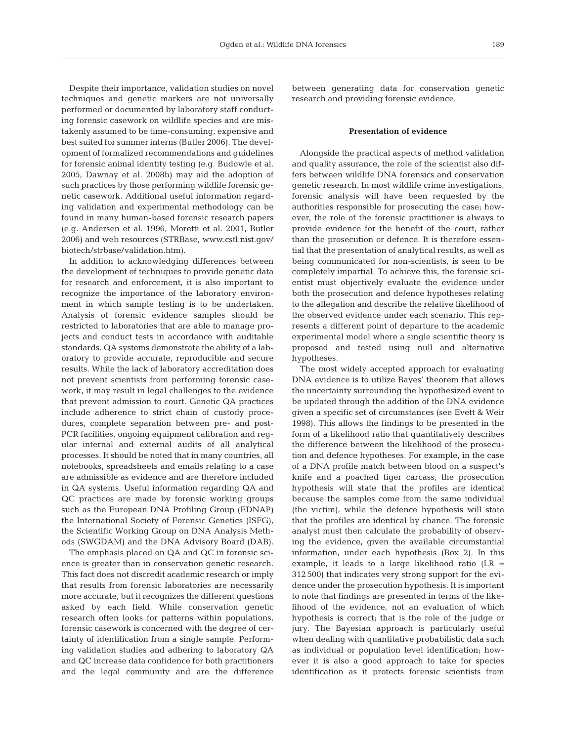Despite their importance, validation studies on novel techniques and genetic markers are not universally performed or documented by laboratory staff conducting forensic casework on wildlife species and are mistakenly assumed to be time-consuming, expensive and best suited for summer interns (Butler 2006). The development of formalized recommendations and guidelines for forensic animal identity testing (e.g. Budowle et al. 2005, Dawnay et al. 2008b) may aid the adoption of such practices by those performing wildlife forensic genetic casework. Additional useful information regarding validation and experimental methodology can be found in many human-based forensic research papers (e.g. Andersen et al. 1996, Moretti et al. 2001, Butler 2006) and web resources (STRBase, www.cstl.nist.gov/biotech/strbase/validation.htm).

In addition to acknowledging differences between the development of techniques to provide genetic data for research and enforcement, it is also important to recognize the importance of the laboratory environment in which sample testing is to be undertaken. Analysis of forensic evidence samples should be restricted to laboratories that are able to manage projects and conduct tests in accordance with auditable standards. QA systems demonstrate the ability of a laboratory to provide accurate, reproducible and secure results. While the lack of laboratory accreditation does not prevent scientists from performing forensic casework, it may result in legal challenges to the evidence that prevent admission to court. Genetic QA practices include adherence to strict chain of custody procedures, complete separation between pre- and post-PCR facilities, ongoing equipment calibration and regular internal and external audits of all analytical processes. It should be noted that in many countries, all notebooks, spreadsheets and emails relating to a case are admissible as evidence and are therefore included in QA systems. Useful information regarding QA and QC practices are made by forensic working groups such as the European DNA Profiling Group (EDNAP) the International Society of Forensic Genetics (ISFG), the Scientific Working Group on DNA Analysis Methods (SWGDAM) and the DNA Advisory Board (DAB).

The emphasis placed on QA and QC in forensic science is greater than in conservation genetic research. This fact does not discredit academic research or imply that results from forensic laboratories are necessarily more accurate, but it recognizes the different questions asked by each field. While conservation genetic research often looks for patterns within populations, forensic casework is concerned with the degree of certainty of identification from a single sample. Performing validation studies and adhering to laboratory QA and QC increase data confidence for both practitioners and the legal community and are the difference between generating data for conservation genetic research and providing forensic evidence.

## Presentation of evidence

Alongside the practical aspects of method validation and quality assurance, the role of the scientist also differs between wildlife DNA forensics and conservation genetic research. In most wildlife crime investigations, forensic analysis will have been requested by the authorities responsible for prosecuting the case; however, the role of the forensic practitioner is always to provide evidence for the benefit of the court, rather than the prosecution or defence. It is therefore essential that the presentation of analytical results, as well as being communicated for non-scientists, is seen to be completely impartial. To achieve this, the forensic scientist must objectively evaluate the evidence under both the prosecution and defence hypotheses relating to the allegation and describe the relative likelihood of the observed evidence under each scenario. This represents a different point of departure to the academic experimental model where a single scientific theory is proposed and tested using null and alternative hypotheses.

The most widely accepted approach for evaluating DNA evidence is to utilize Bayes' theorem that allows the uncertainty surrounding the hypothesized event to be updated through the addition of the DNA evidence given a specific set of circumstances (see Evett & Weir 1998). This allows the findings to be presented in the form of a likelihood ratio that quantitatively describes the difference between the likelihood of the prosecution and defence hypotheses. For example, in the case of a DNA profile match between blood on a suspect's knife and a poached tiger carcass, the prosecution hypothesis will state that the profiles are identical because the samples come from the same individual (the victim), while the defence hypothesis will state that the profiles are identical by chance. The forensic analyst must then calculate the probability of observing the evidence, given the available circumstantial information, under each hypothesis (Box 2). In this example, it leads to a large likelihood ratio (LR = 312 500) that indicates very strong support for the evidence under the prosecution hypothesis. It is important to note that findings are presented in terms of the likelihood of the evidence, not an evaluation of which hypothesis is correct; that is the role of the judge or jury. The Bayesian approach is particularly useful when dealing with quantitative probabilistic data such as individual or population level identification; however it is also a good approach to take for species identification as it protects forensic scientists from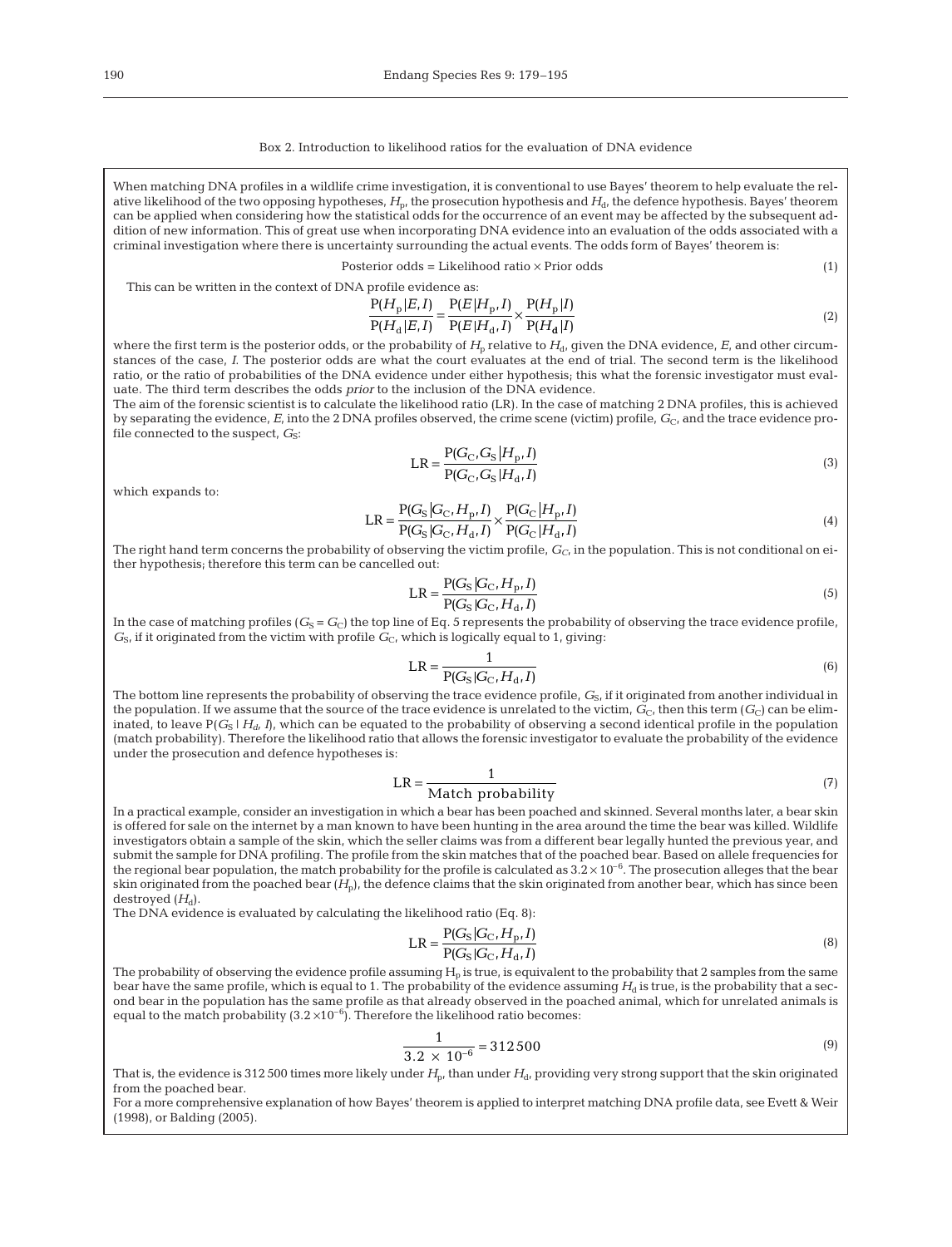Box 2. Introduction to likelihood ratios for the evaluation of DNA evidence

When matching DNA profiles in a wildlife crime investigation, it is conventional to use Bayes' theorem to help evaluate the relative likelihood of the two opposing hypotheses, $H_p$, the prosecution hypothesis and $H_d$, the defence hypothesis. Bayes' theorem can be applied when considering how the statistical odds for the occurrence of an event may be affected by the subsequent addition of new information. This of great use when incorporating DNA evidence into an evaluation of the odds associated with a criminal investigation where there is uncertainty surrounding the actual events. The odds form of Bayes' theorem is:

$$\text{Posterior odds} = \text{Likelihood ratio} \times \text{Prior odds} \tag{1}$$

This can be written in the context of DNA profile evidence as:

$$\frac{P(H_p|E,I)}{P(H_d|E,I)} = \frac{P(E|H_p,I)}{P(E|H_d,I)} \times \frac{P(H_p|I)}{P(H_d|I)} \tag{2}$$

where the first term is the posterior odds, or the probability of $H_p$ relative to $H_d$, given the DNA evidence, $E$, and other circumstances of the case, $I$. The posterior odds are what the court evaluates at the end of trial. The second term is the likelihood ratio, or the ratio of probabilities of the DNA evidence under either hypothesis; this what the forensic investigator must evaluate. The third term describes the odds *prior* to the inclusion of the DNA evidence.

The aim of the forensic scientist is to calculate the likelihood ratio (LR). In the case of matching 2 DNA profiles, this is achieved by separating the evidence, $E$, into the 2 DNA profiles observed, the crime scene (victim) profile, $G_C$, and the trace evidence profile connected to the suspect, $G_S$:

$$\text{LR} = \frac{P(G_C,G_S|H_p,I)}{P(G_C,G_S|H_d,I)} \tag{3}$$

which expands to:

$$\text{LR} = \frac{P(G_S|G_C,H_p,I)}{P(G_S|G_C,H_d,I)} \times \frac{P(G_C|H_p,I)}{P(G_C|H_d,I)} \tag{4}$$

The right hand term concerns the probability of observing the victim profile, $G_C$, in the population. This is not conditional on either hypothesis; therefore this term can be cancelled out:

$$\text{LR} = \frac{P(G_S|G_C,H_p,I)}{P(G_S|G_C,H_d,I)} \tag{5}$$

In the case of matching profiles ($G_S = G_C$) the top line of Eq. 5 represents the probability of observing the trace evidence profile, $G_S$, if it originated from the victim with profile $G_C$, which is logically equal to 1, giving:

$$\text{LR} = \frac{1}{P(G_S|G_C,H_d,I)} \tag{6}$$

The bottom line represents the probability of observing the trace evidence profile, $G_S$, if it originated from another individual in the population. If we assume that the source of the trace evidence is unrelated to the victim, $G_C$, then this term ($G_C$) can be eliminated, to leave $P(G_S \mid H_d, I)$, which can be equated to the probability of observing a second identical profile in the population (match probability). Therefore the likelihood ratio that allows the forensic investigator to evaluate the probability of the evidence under the prosecution and defence hypotheses is:

$$\text{LR} = \frac{1}{\text{Match probability}} \tag{7}$$

In a practical example, consider an investigation in which a bear has been poached and skinned. Several months later, a bear skin is offered for sale on the internet by a man known to have been hunting in the area around the time the bear was killed. Wildlife investigators obtain a sample of the skin, which the seller claims was from a different bear legally hunted the previous year, and submit the sample for DNA profiling. The profile from the skin matches that of the poached bear. Based on allele frequencies for the regional bear population, the match probability for the profile is calculated as $3.2 \times 10^{-6}$. The prosecution alleges that the bear skin originated from the poached bear ($H_p$), the defence claims that the skin originated from another bear, which has since been destroyed ($H_d$).

The DNA evidence is evaluated by calculating the likelihood ratio (Eq. 8):

$$\text{LR} = \frac{P(G_S|G_C,H_p,I)}{P(G_S|G_C,H_d,I)} \tag{8}$$

The probability of observing the evidence profile assuming $H_p$ is true, is equivalent to the probability that 2 samples from the same bear have the same profile, which is equal to 1. The probability of the evidence assuming $H_d$ is true, is the probability that a second bear in the population has the same profile as that already observed in the poached animal, which for unrelated animals is equal to the match probability ($3.2 \times 10^{-6}$). Therefore the likelihood ratio becomes:

$$\frac{1}{3.2 \times 10^{-6}} = 312\,500 \tag{9}$$

That is, the evidence is 312 500 times more likely under $H_p$, than under $H_d$, providing very strong support that the skin originated from the poached bear.

For a more comprehensive explanation of how Bayes' theorem is applied to interpret matching DNA profile data, see Evett & Weir (1998), or Balding (2005).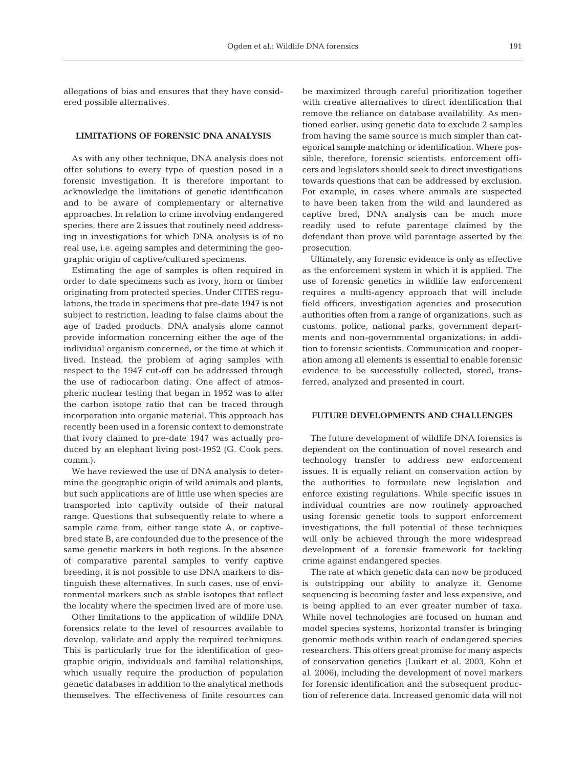allegations of bias and ensures that they have considered possible alternatives.

## LIMITATIONS OF FORENSIC DNA ANALYSIS

As with any other technique, DNA analysis does not offer solutions to every type of question posed in a forensic investigation. It is therefore important to acknowledge the limitations of genetic identification and to be aware of complementary or alternative approaches. In relation to crime involving endangered species, there are 2 issues that routinely need addressing in investigations for which DNA analysis is of no real use, i.e. ageing samples and determining the geographic origin of captive/cultured specimens.

Estimating the age of samples is often required in order to date specimens such as ivory, horn or timber originating from protected species. Under CITES regulations, the trade in specimens that pre-date 1947 is not subject to restriction, leading to false claims about the age of traded products. DNA analysis alone cannot provide information concerning either the age of the individual organism concerned, or the time at which it lived. Instead, the problem of aging samples with respect to the 1947 cut-off can be addressed through the use of radiocarbon dating. One affect of atmospheric nuclear testing that began in 1952 was to alter the carbon isotope ratio that can be traced through incorporation into organic material. This approach has recently been used in a forensic context to demonstrate that ivory claimed to pre-date 1947 was actually produced by an elephant living post-1952 (G. Cook pers. comm.).

We have reviewed the use of DNA analysis to determine the geographic origin of wild animals and plants, but such applications are of little use when species are transported into captivity outside of their natural range. Questions that subsequently relate to where a sample came from, either range state A, or captive-bred state B, are confounded due to the presence of the same genetic markers in both regions. In the absence of comparative parental samples to verify captive breeding, it is not possible to use DNA markers to distinguish these alternatives. In such cases, use of environmental markers such as stable isotopes that reflect the locality where the specimen lived are of more use.

Other limitations to the application of wildlife DNA forensics relate to the level of resources available to develop, validate and apply the required techniques. This is particularly true for the identification of geographic origin, individuals and familial relationships, which usually require the production of population genetic databases in addition to the analytical methods themselves. The effectiveness of finite resources can be maximized through careful prioritization together with creative alternatives to direct identification that remove the reliance on database availability. As mentioned earlier, using genetic data to exclude 2 samples from having the same source is much simpler than categorical sample matching or identification. Where possible, therefore, forensic scientists, enforcement officers and legislators should seek to direct investigations towards questions that can be addressed by exclusion. For example, in cases where animals are suspected to have been taken from the wild and laundered as captive bred, DNA analysis can be much more readily used to refute parentage claimed by the defendant than prove wild parentage asserted by the prosecution.

Ultimately, any forensic evidence is only as effective as the enforcement system in which it is applied. The use of forensic genetics in wildlife law enforcement requires a multi-agency approach that will include field officers, investigation agencies and prosecution authorities often from a range of organizations, such as customs, police, national parks, government departments and non-governmental organizations; in addition to forensic scientists. Communication and cooperation among all elements is essential to enable forensic evidence to be successfully collected, stored, transferred, analyzed and presented in court.

## FUTURE DEVELOPMENTS AND CHALLENGES

The future development of wildlife DNA forensics is dependent on the continuation of novel research and technology transfer to address new enforcement issues. It is equally reliant on conservation action by the authorities to formulate new legislation and enforce existing regulations. While specific issues in individual countries are now routinely approached using forensic genetic tools to support enforcement investigations, the full potential of these techniques will only be achieved through the more widespread development of a forensic framework for tackling crime against endangered species.

The rate at which genetic data can now be produced is outstripping our ability to analyze it. Genome sequencing is becoming faster and less expensive, and is being applied to an ever greater number of taxa. While novel technologies are focused on human and model species systems, horizontal transfer is bringing genomic methods within reach of endangered species researchers. This offers great promise for many aspects of conservation genetics (Luikart et al. 2003, Kohn et al. 2006), including the development of novel markers for forensic identification and the subsequent production of reference data. Increased genomic data will not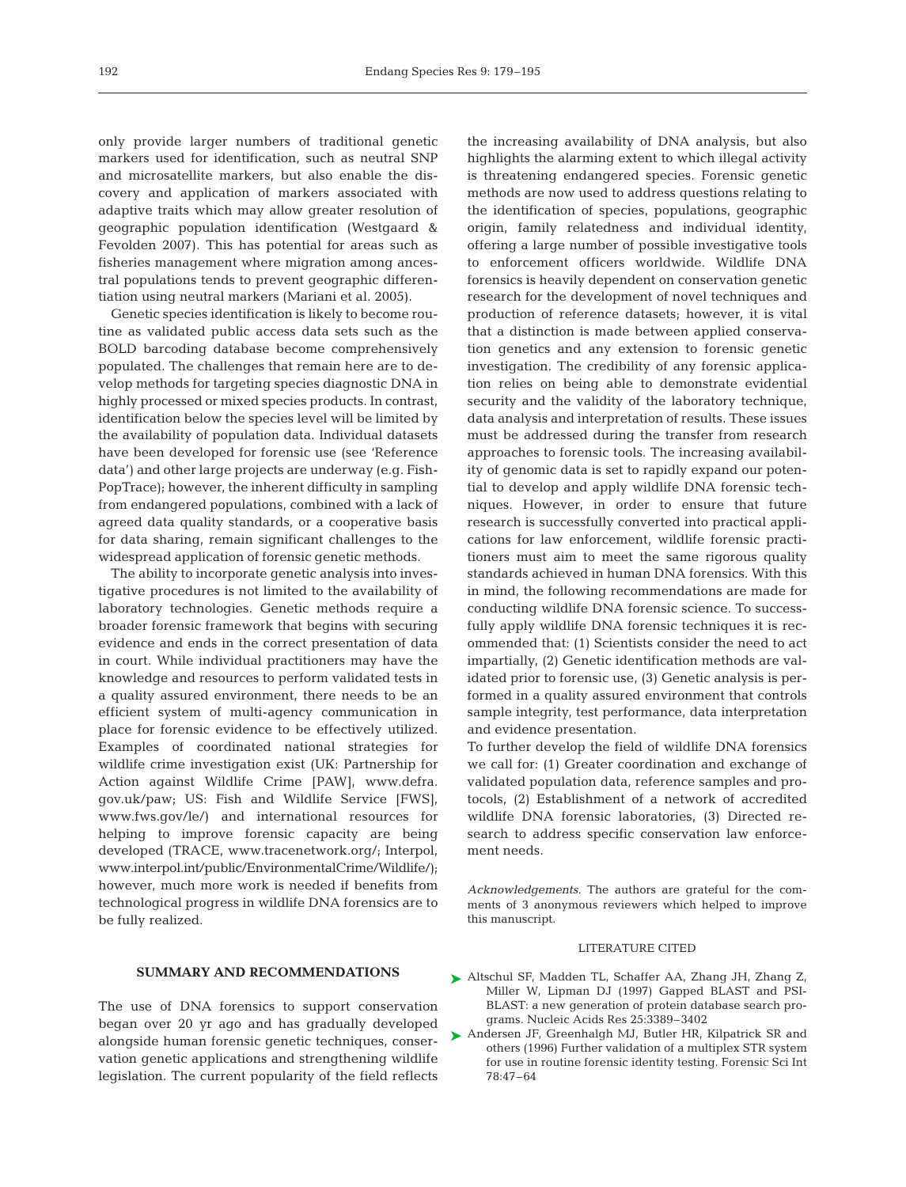only provide larger numbers of traditional genetic markers used for identification, such as neutral SNP and microsatellite markers, but also enable the discovery and application of markers associated with adaptive traits which may allow greater resolution of geographic population identification (Westgaard & Fevolden 2007). This has potential for areas such as fisheries management where migration among ancestral populations tends to prevent geographic differentiation using neutral markers (Mariani et al. 2005).

Genetic species identification is likely to become routine as validated public access data sets such as the BOLD barcoding database become comprehensively populated. The challenges that remain here are to develop methods for targeting species diagnostic DNA in highly processed or mixed species products. In contrast, identification below the species level will be limited by the availability of population data. Individual datasets have been developed for forensic use (see 'Reference data') and other large projects are underway (e.g. Fish-PopTrace); however, the inherent difficulty in sampling from endangered populations, combined with a lack of agreed data quality standards, or a cooperative basis for data sharing, remain significant challenges to the widespread application of forensic genetic methods.

The ability to incorporate genetic analysis into investigative procedures is not limited to the availability of laboratory technologies. Genetic methods require a broader forensic framework that begins with securing evidence and ends in the correct presentation of data in court. While individual practitioners may have the knowledge and resources to perform validated tests in a quality assured environment, there needs to be an efficient system of multi-agency communication in place for forensic evidence to be effectively utilized. Examples of coordinated national strategies for wildlife crime investigation exist (UK: Partnership for Action against Wildlife Crime [PAW], www.defra.gov.uk/paw; US: Fish and Wildlife Service [FWS], www.fws.gov/le/) and international resources for helping to improve forensic capacity are being developed (TRACE, www.tracenetwork.org/; Interpol, www.interpol.int/public/EnvironmentalCrime/Wildlife/); however, much more work is needed if benefits from technological progress in wildlife DNA forensics are to be fully realized.

## SUMMARY AND RECOMMENDATIONS

The use of DNA forensics to support conservation began over 20 yr ago and has gradually developed alongside human forensic genetic techniques, conservation genetic applications and strengthening wildlife legislation. The current popularity of the field reflects the increasing availability of DNA analysis, but also highlights the alarming extent to which illegal activity is threatening endangered species. Forensic genetic methods are now used to address questions relating to the identification of species, populations, geographic origin, family relatedness and individual identity, offering a large number of possible investigative tools to enforcement officers worldwide. Wildlife DNA forensics is heavily dependent on conservation genetic research for the development of novel techniques and production of reference datasets; however, it is vital that a distinction is made between applied conservation genetics and any extension to forensic genetic investigation. The credibility of any forensic application relies on being able to demonstrate evidential security and the validity of the laboratory technique, data analysis and interpretation of results. These issues must be addressed during the transfer from research approaches to forensic tools. The increasing availability of genomic data is set to rapidly expand our potential to develop and apply wildlife DNA forensic techniques. However, in order to ensure that future research is successfully converted into practical applications for law enforcement, wildlife forensic practitioners must aim to meet the same rigorous quality standards achieved in human DNA forensics. With this in mind, the following recommendations are made for conducting wildlife DNA forensic science. To successfully apply wildlife DNA forensic techniques it is recommended that: (1) Scientists consider the need to act impartially, (2) Genetic identification methods are validated prior to forensic use, (3) Genetic analysis is performed in a quality assured environment that controls sample integrity, test performance, data interpretation and evidence presentation.

To further develop the field of wildlife DNA forensics we call for: (1) Greater coordination and exchange of validated population data, reference samples and protocols, (2) Establishment of a network of accredited wildlife DNA forensic laboratories, (3) Directed research to address specific conservation law enforcement needs.

*Acknowledgements.* The authors are grateful for the comments of 3 anonymous reviewers which helped to improve this manuscript.

## LITERATURE CITED

- Altschul SF, Madden TL, Schaffer AA, Zhang JH, Zhang Z, Miller W, Lipman DJ (1997) Gapped BLAST and PSI-BLAST: a new generation of protein database search programs. Nucleic Acids Res 25:3389–3402
- Andersen JF, Greenhalgh MJ, Butler HR, Kilpatrick SR and others (1996) Further validation of a multiplex STR system for use in routine forensic identity testing. Forensic Sci Int 78:47–64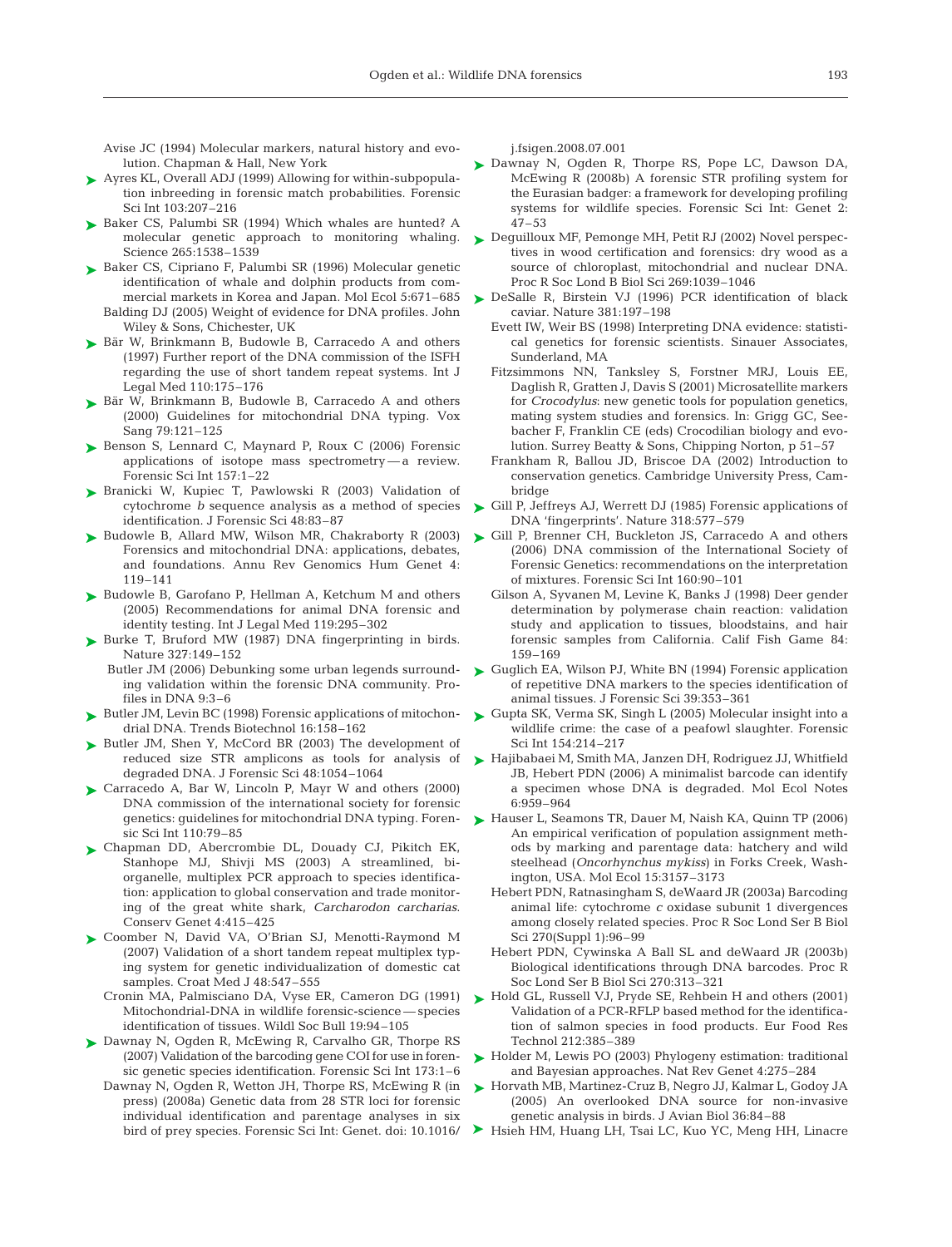Avise JC (1994) Molecular markers, natural history and evolution. Chapman & Hall, New York

Ayres KL, Overall ADJ (1999) Allowing for within-subpopulation inbreeding in forensic match probabilities. Forensic Sci Int 103:207–216

Baker CS, Palumbi SR (1994) Which whales are hunted? A molecular genetic approach to monitoring whaling. Science 265:1538–1539

Baker CS, Cipriano F, Palumbi SR (1996) Molecular genetic identification of whale and dolphin products from commercial markets in Korea and Japan. Mol Ecol 5:671–685

Balding DJ (2005) Weight of evidence for DNA profiles. John Wiley & Sons, Chichester, UK

Bär W, Brinkmann B, Budowle B, Carracedo A and others (1997) Further report of the DNA commission of the ISFH regarding the use of short tandem repeat systems. Int J Legal Med 110:175–176

Bär W, Brinkmann B, Budowle B, Carracedo A and others (2000) Guidelines for mitochondrial DNA typing. Vox Sang 79:121–125

Benson S, Lennard C, Maynard P, Roux C (2006) Forensic applications of isotope mass spectrometry — a review. Forensic Sci Int 157:1–22

Branicki W, Kupiec T, Pawlowski R (2003) Validation of cytochrome *b* sequence analysis as a method of species identification. J Forensic Sci 48:83–87

Budowle B, Allard MW, Wilson MR, Chakraborty R (2003) Forensics and mitochondrial DNA: applications, debates, and foundations. Annu Rev Genomics Hum Genet 4: 119–141

Budowle B, Garofano P, Hellman A, Ketchum M and others (2005) Recommendations for animal DNA forensic and identity testing. Int J Legal Med 119:295–302

Burke T, Bruford MW (1987) DNA fingerprinting in birds. Nature 327:149–152

Butler JM (2006) Debunking some urban legends surrounding validation within the forensic DNA community. Profiles in DNA 9:3–6

Butler JM, Levin BC (1998) Forensic applications of mitochondrial DNA. Trends Biotechnol 16:158–162

Butler JM, Shen Y, McCord BR (2003) The development of reduced size STR amplicons as tools for analysis of degraded DNA. J Forensic Sci 48:1054–1064

Carracedo A, Bar W, Lincoln P, Mayr W and others (2000) DNA commission of the international society for forensic genetics: guidelines for mitochondrial DNA typing. Forensic Sci Int 110:79–85

Chapman DD, Abercrombie DL, Douady CJ, Pikitch EK, Stanhope MJ, Shivji MS (2003) A streamlined, bi-organelle, multiplex PCR approach to species identification: application to global conservation and trade monitoring of the great white shark, *Carcharodon carcharias*. Conserv Genet 4:415–425

Coomber N, David VA, O'Brian SJ, Menotti-Raymond M (2007) Validation of a short tandem repeat multiplex typing system for genetic individualization of domestic cat samples. Croat Med J 48:547–555

Cronin MA, Palmisciano DA, Vyse ER, Cameron DG (1991) Mitochondrial-DNA in wildlife forensic-science — species identification of tissues. Wildl Soc Bull 19:94–105

Dawnay N, Ogden R, McEwing R, Carvalho GR, Thorpe RS (2007) Validation of the barcoding gene COI for use in forensic genetic species identification. Forensic Sci Int 173:1–6

Dawnay N, Ogden R, Wetton JH, Thorpe RS, McEwing R (in press) (2008a) Genetic data from 28 STR loci for forensic individual identification and parentage analyses in six bird of prey species. Forensic Sci Int: Genet. doi: 10.1016/j.fsigen.2008.07.001

Dawnay N, Ogden R, Thorpe RS, Pope LC, Dawson DA, McEwing R (2008b) A forensic STR profiling system for the Eurasian badger: a framework for developing profiling systems for wildlife species. Forensic Sci Int: Genet 2: 47–53

Deguilloux MF, Pemonge MH, Petit RJ (2002) Novel perspectives in wood certification and forensics: dry wood as a source of chloroplast, mitochondrial and nuclear DNA. Proc R Soc Lond B Biol Sci 269:1039–1046

DeSalle R, Birstein VJ (1996) PCR identification of black caviar. Nature 381:197–198

Evett IW, Weir BS (1998) Interpreting DNA evidence: statistical genetics for forensic scientists. Sinauer Associates, Sunderland, MA

Fitzsimmons NN, Tanksley S, Forstner MRJ, Louis EE, Daglish R, Gratten J, Davis S (2001) Microsatellite markers for *Crocodylus*: new genetic tools for population genetics, mating system studies and forensics. In: Grigg GC, Seebacher F, Franklin CE (eds) Crocodilian biology and evolution. Surrey Beatty & Sons, Chipping Norton, p 51–57

Frankham R, Ballou JD, Briscoe DA (2002) Introduction to conservation genetics. Cambridge University Press, Cambridge

Gill P, Jeffreys AJ, Werrett DJ (1985) Forensic applications of DNA 'fingerprints'. Nature 318:577–579

Gill P, Brenner CH, Buckleton JS, Carracedo A and others (2006) DNA commission of the International Society of Forensic Genetics: recommendations on the interpretation of mixtures. Forensic Sci Int 160:90–101

Gilson A, Syvanen M, Levine K, Banks J (1998) Deer gender determination by polymerase chain reaction: validation study and application to tissues, bloodstains, and hair forensic samples from California. Calif Fish Game 84: 159–169

Guglich EA, Wilson PJ, White BN (1994) Forensic application of repetitive DNA markers to the species identification of animal tissues. J Forensic Sci 39:353–361

Gupta SK, Verma SK, Singh L (2005) Molecular insight into a wildlife crime: the case of a peafowl slaughter. Forensic Sci Int 154:214–217

Hajibabaei M, Smith MA, Janzen DH, Rodriguez JJ, Whitfield JB, Hebert PDN (2006) A minimalist barcode can identify a specimen whose DNA is degraded. Mol Ecol Notes 6:959–964

Hauser L, Seamons TR, Dauer M, Naish KA, Quinn TP (2006) An empirical verification of population assignment methods by marking and parentage data: hatchery and wild steelhead (*Oncorhynchus mykiss*) in Forks Creek, Washington, USA. Mol Ecol 15:3157–3173

Hebert PDN, Ratnasingham S, deWaard JR (2003a) Barcoding animal life: cytochrome *c* oxidase subunit 1 divergences among closely related species. Proc R Soc Lond Ser B Biol Sci 270(Suppl 1):96–99

Hebert PDN, Cywinska A Ball SL and deWaard JR (2003b) Biological identifications through DNA barcodes. Proc R Soc Lond Ser B Biol Sci 270:313–321

Hold GL, Russell VJ, Pryde SE, Rehbein H and others (2001) Validation of a PCR-RFLP based method for the identification of salmon species in food products. Eur Food Res Technol 212:385–389

Holder M, Lewis PO (2003) Phylogeny estimation: traditional and Bayesian approaches. Nat Rev Genet 4:275–284

Horvath MB, Martinez-Cruz B, Negro JJ, Kalmar L, Godoy JA (2005) An overlooked DNA source for non-invasive genetic analysis in birds. J Avian Biol 36:84–88

Hsieh HM, Huang LH, Tsai LC, Kuo YC, Meng HH, Linacre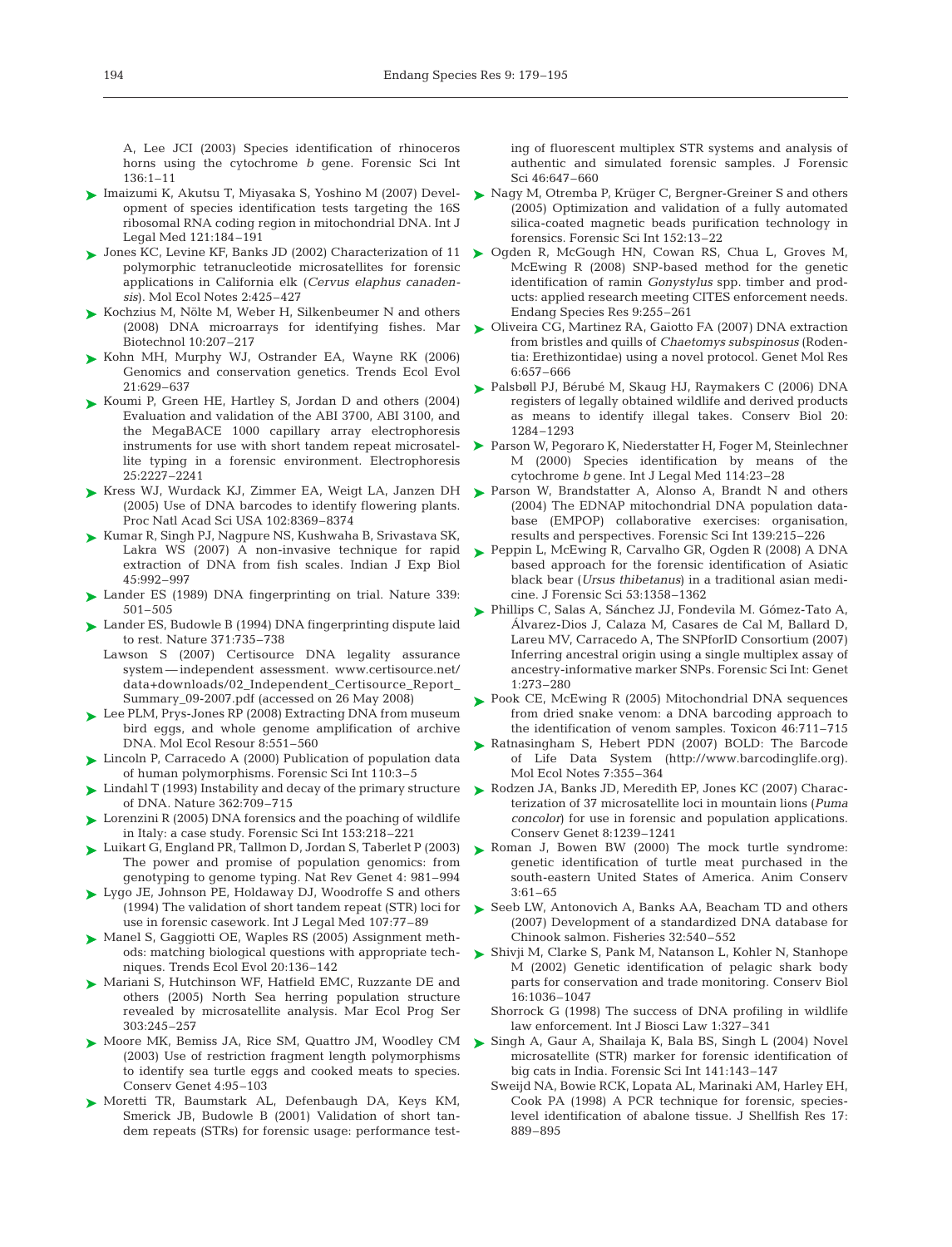A, Lee JCI (2003) Species identification of rhinoceros horns using the cytochrome *b* gene. Forensic Sci Int 136:1–11

Imaizumi K, Akutsu T, Miyasaka S, Yoshino M (2007) Development of species identification tests targeting the 16S ribosomal RNA coding region in mitochondrial DNA. Int J Legal Med 121:184–191

Jones KC, Levine KF, Banks JD (2002) Characterization of 11 polymorphic tetranucleotide microsatellites for forensic applications in California elk (*Cervus elaphus canadensis*). Mol Ecol Notes 2:425–427

Kochzius M, Nölte M, Weber H, Silkenbeumer N and others (2008) DNA microarrays for identifying fishes. Mar Biotechnol 10:207–217

Kohn MH, Murphy WJ, Ostrander EA, Wayne RK (2006) Genomics and conservation genetics. Trends Ecol Evol 21:629–637

Koumi P, Green HE, Hartley S, Jordan D and others (2004) Evaluation and validation of the ABI 3700, ABI 3100, and the MegaBACE 1000 capillary array electrophoresis instruments for use with short tandem repeat microsatellite typing in a forensic environment. Electrophoresis 25:2227–2241

Kress WJ, Wurdack KJ, Zimmer EA, Weigt LA, Janzen DH (2005) Use of DNA barcodes to identify flowering plants. Proc Natl Acad Sci USA 102:8369–8374

Kumar R, Singh PJ, Nagpure NS, Kushwaha B, Srivastava SK, Lakra WS (2007) A non-invasive technique for rapid extraction of DNA from fish scales. Indian J Exp Biol 45:992–997

Lander ES (1989) DNA fingerprinting on trial. Nature 339: 501–505

Lander ES, Budowle B (1994) DNA fingerprinting dispute laid to rest. Nature 371:735–738

Lawson S (2007) Certisource DNA legality assurance system — independent assessment. www.certisource.net/data+downloads/02_Independent_Certisource_Report_Summary_09-2007.pdf (accessed on 26 May 2008)

Lee PLM, Prys-Jones RP (2008) Extracting DNA from museum bird eggs, and whole genome amplification of archive DNA. Mol Ecol Resour 8:551–560

Lincoln P, Carracedo A (2000) Publication of population data of human polymorphisms. Forensic Sci Int 110:3–5

Lindahl T (1993) Instability and decay of the primary structure of DNA. Nature 362:709–715

Lorenzini R (2005) DNA forensics and the poaching of wildlife in Italy: a case study. Forensic Sci Int 153:218–221

Luikart G, England PR, Tallmon D, Jordan S, Taberlet P (2003) The power and promise of population genomics: from genotyping to genome typing. Nat Rev Genet 4: 981–994

Lygo JE, Johnson PE, Holdaway DJ, Woodroffe S and others (1994) The validation of short tandem repeat (STR) loci for use in forensic casework. Int J Legal Med 107:77–89

Manel S, Gaggiotti OE, Waples RS (2005) Assignment methods: matching biological questions with appropriate techniques. Trends Ecol Evol 20:136–142

Mariani S, Hutchinson WF, Hatfield EMC, Ruzzante DE and others (2005) North Sea herring population structure revealed by microsatellite analysis. Mar Ecol Prog Ser 303:245–257

Moore MK, Bemiss JA, Rice SM, Quattro JM, Woodley CM (2003) Use of restriction fragment length polymorphisms to identify sea turtle eggs and cooked meats to species. Conserv Genet 4:95–103

Moretti TR, Baumstark AL, Defenbaugh DA, Keys KM, Smerick JB, Budowle B (2001) Validation of short tandem repeats (STRs) for forensic usage: performance testing of fluorescent multiplex STR systems and analysis of authentic and simulated forensic samples. J Forensic Sci 46:647–660

Nagy M, Otremba P, Krüger C, Bergner-Greiner S and others (2005) Optimization and validation of a fully automated silica-coated magnetic beads purification technology in forensics. Forensic Sci Int 152:13–22

Ogden R, McGough HN, Cowan RS, Chua L, Groves M, McEwing R (2008) SNP-based method for the genetic identification of ramin *Gonystylus* spp. timber and products: applied research meeting CITES enforcement needs. Endang Species Res 9:255–261

Oliveira CG, Martinez RA, Gaiotto FA (2007) DNA extraction from bristles and quills of *Chaetomys subspinosus* (Rodentia: Erethizontidae) using a novel protocol. Genet Mol Res 6:657–666

Palsbøll PJ, Bérubé M, Skaug HJ, Raymakers C (2006) DNA registers of legally obtained wildlife and derived products as means to identify illegal takes. Conserv Biol 20: 1284–1293

Parson W, Pegoraro K, Niederstatter H, Foger M, Steinlechner M (2000) Species identification by means of the cytochrome *b* gene. Int J Legal Med 114:23–28

Parson W, Brandstatter A, Alonso A, Brandt N and others (2004) The EDNAP mitochondrial DNA population database (EMPOP) collaborative exercises: organisation, results and perspectives. Forensic Sci Int 139:215–226

Peppin L, McEwing R, Carvalho GR, Ogden R (2008) A DNA based approach for the forensic identification of Asiatic black bear (*Ursus thibetanus*) in a traditional asian medicine. J Forensic Sci 53:1358–1362

Phillips C, Salas A, Sánchez JJ, Fondevila M. Gómez-Tato A, Álvarez-Dios J, Calaza M, Casares de Cal M, Ballard D, Lareu MV, Carracedo A, The SNPforID Consortium (2007) Inferring ancestral origin using a single multiplex assay of ancestry-informative marker SNPs. Forensic Sci Int: Genet 1:273–280

Pook CE, McEwing R (2005) Mitochondrial DNA sequences from dried snake venom: a DNA barcoding approach to the identification of venom samples. Toxicon 46:711–715

Ratnasingham S, Hebert PDN (2007) BOLD: The Barcode of Life Data System (http://www.barcodinglife.org). Mol Ecol Notes 7:355–364

Rodzen JA, Banks JD, Meredith EP, Jones KC (2007) Characterization of 37 microsatellite loci in mountain lions (*Puma concolor*) for use in forensic and population applications. Conserv Genet 8:1239–1241

Roman J, Bowen BW (2000) The mock turtle syndrome: genetic identification of turtle meat purchased in the south-eastern United States of America. Anim Conserv 3:61–65

Seeb LW, Antonovich A, Banks AA, Beacham TD and others (2007) Development of a standardized DNA database for Chinook salmon. Fisheries 32:540–552

Shivji M, Clarke S, Pank M, Natanson L, Kohler N, Stanhope M (2002) Genetic identification of pelagic shark body parts for conservation and trade monitoring. Conserv Biol 16:1036–1047

Shorrock G (1998) The success of DNA profiling in wildlife law enforcement. Int J Biosci Law 1:327–341

Singh A, Gaur A, Shailaja K, Bala BS, Singh L (2004) Novel microsatellite (STR) marker for forensic identification of big cats in India. Forensic Sci Int 141:143–147

Sweijd NA, Bowie RCK, Lopata AL, Marinaki AM, Harley EH, Cook PA (1998) A PCR technique for forensic, species-level identification of abalone tissue. J Shellfish Res 17: 889–895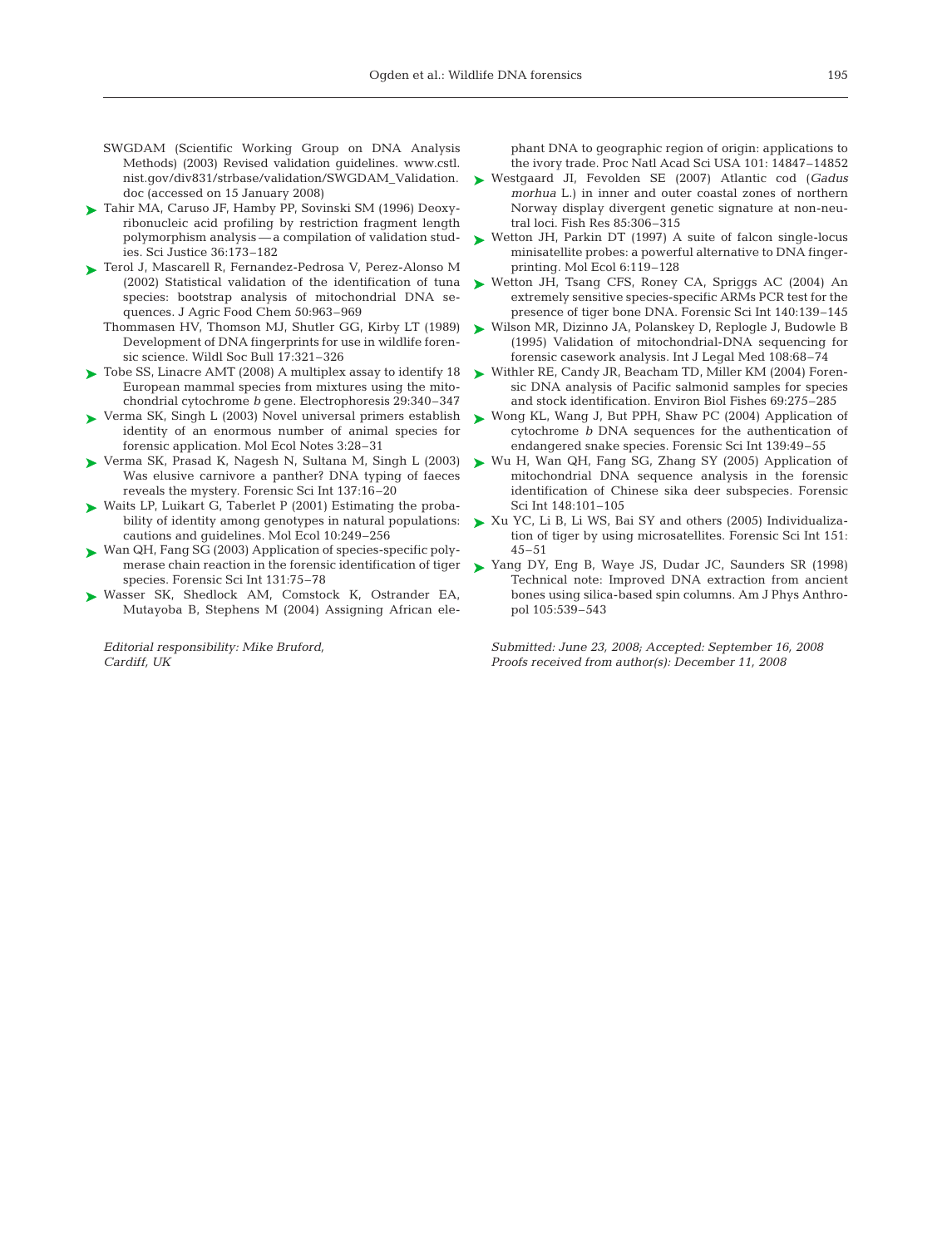SWGDAM (Scientific Working Group on DNA Analysis Methods) (2003) Revised validation guidelines. www.cstl.nist.gov/div831/strbase/validation/SWGDAM_Validation.doc (accessed on 15 January 2008)

Tahir MA, Caruso JF, Hamby PP, Sovinski SM (1996) Deoxyribonucleic acid profiling by restriction fragment length polymorphism analysis — a compilation of validation studies. Sci Justice 36:173–182

Terol J, Mascarell R, Fernandez-Pedrosa V, Perez-Alonso M (2002) Statistical validation of the identification of tuna species: bootstrap analysis of mitochondrial DNA sequences. J Agric Food Chem 50:963–969

Thommasen HV, Thomson MJ, Shutler GG, Kirby LT (1989) Development of DNA fingerprints for use in wildlife forensic science. Wildl Soc Bull 17:321–326

Tobe SS, Linacre AMT (2008) A multiplex assay to identify 18 European mammal species from mixtures using the mitochondrial cytochrome *b* gene. Electrophoresis 29:340–347

Verma SK, Singh L (2003) Novel universal primers establish identity of an enormous number of animal species for forensic application. Mol Ecol Notes 3:28–31

Verma SK, Prasad K, Nagesh N, Sultana M, Singh L (2003) Was elusive carnivore a panther? DNA typing of faeces reveals the mystery. Forensic Sci Int 137:16–20

Waits LP, Luikart G, Taberlet P (2001) Estimating the probability of identity among genotypes in natural populations: cautions and guidelines. Mol Ecol 10:249–256

Wan QH, Fang SG (2003) Application of species-specific polymerase chain reaction in the forensic identification of tiger species. Forensic Sci Int 131:75–78

Wasser SK, Shedlock AM, Comstock K, Ostrander EA, Mutayoba B, Stephens M (2004) Assigning African elephant DNA to geographic region of origin: applications to the ivory trade. Proc Natl Acad Sci USA 101: 14847–14852

Westgaard JI, Fevolden SE (2007) Atlantic cod (*Gadus morhua* L.) in inner and outer coastal zones of northern Norway display divergent genetic signature at non-neutral loci. Fish Res 85:306–315

Wetton JH, Parkin DT (1997) A suite of falcon single-locus minisatellite probes: a powerful alternative to DNA fingerprinting. Mol Ecol 6:119–128

Wetton JH, Tsang CFS, Roney CA, Spriggs AC (2004) An extremely sensitive species-specific ARMs PCR test for the presence of tiger bone DNA. Forensic Sci Int 140:139–145

Wilson MR, Dizinno JA, Polanskey D, Replogle J, Budowle B (1995) Validation of mitochondrial-DNA sequencing for forensic casework analysis. Int J Legal Med 108:68–74

Withler RE, Candy JR, Beacham TD, Miller KM (2004) Forensic DNA analysis of Pacific salmonid samples for species and stock identification. Environ Biol Fishes 69:275–285

Wong KL, Wang J, But PPH, Shaw PC (2004) Application of cytochrome *b* DNA sequences for the authentication of endangered snake species. Forensic Sci Int 139:49–55

Wu H, Wan QH, Fang SG, Zhang SY (2005) Application of mitochondrial DNA sequence analysis in the forensic identification of Chinese sika deer subspecies. Forensic Sci Int 148:101–105

Xu YC, Li B, Li WS, Bai SY and others (2005) Individualization of tiger by using microsatellites. Forensic Sci Int 151: 45–51

Yang DY, Eng B, Waye JS, Dudar JC, Saunders SR (1998) Technical note: Improved DNA extraction from ancient bones using silica-based spin columns. Am J Phys Anthropol 105:539–543

*Editorial responsibility: Mike Bruford, Cardiff, UK*

*Submitted: June 23, 2008; Accepted: September 16, 2008*
*Proofs received from author(s): December 11, 2008*